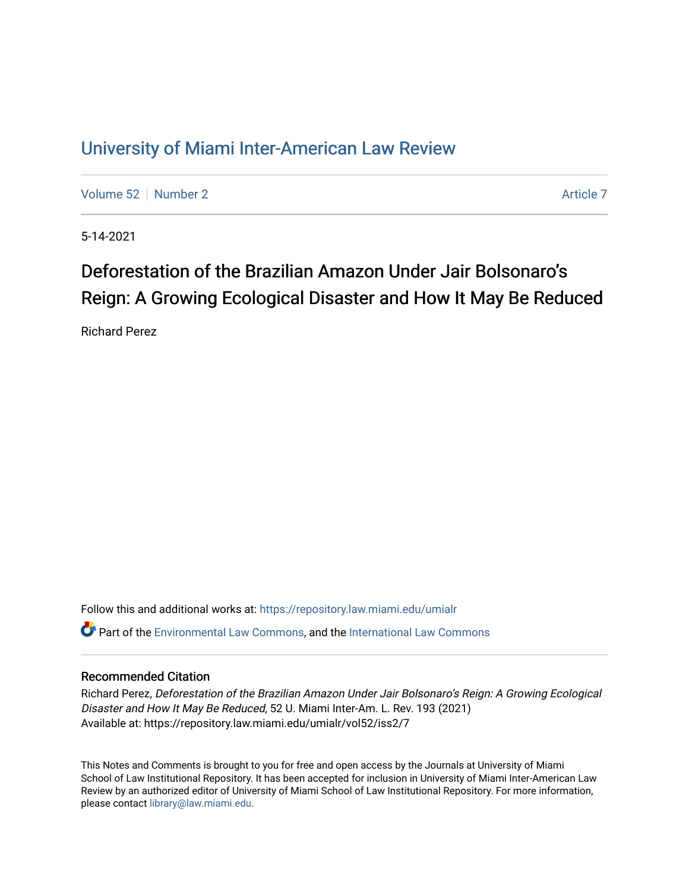# University of Miami Inter-American Law Review

Volume 52 | Number 2 | Article 7

5-14-2021

## Deforestation of the Brazilian Amazon Under Jair Bolsonaro's Reign: A Growing Ecological Disaster and How It May Be Reduced

Richard Perez

Follow this and additional works at: https://repository.law.miami.edu/umialr

Part of the Environmental Law Commons, and the International Law Commons

### Recommended Citation

Richard Perez, *Deforestation of the Brazilian Amazon Under Jair Bolsonaro's Reign: A Growing Ecological Disaster and How It May Be Reduced*, 52 U. Miami Inter-Am. L. Rev. 193 (2021)
Available at: https://repository.law.miami.edu/umialr/vol52/iss2/7

This Notes and Comments is brought to you for free and open access by the Journals at University of Miami School of Law Institutional Repository. It has been accepted for inclusion in University of Miami Inter-American Law Review by an authorized editor of University of Miami School of Law Institutional Repository. For more information, please contact library@law.miami.edu.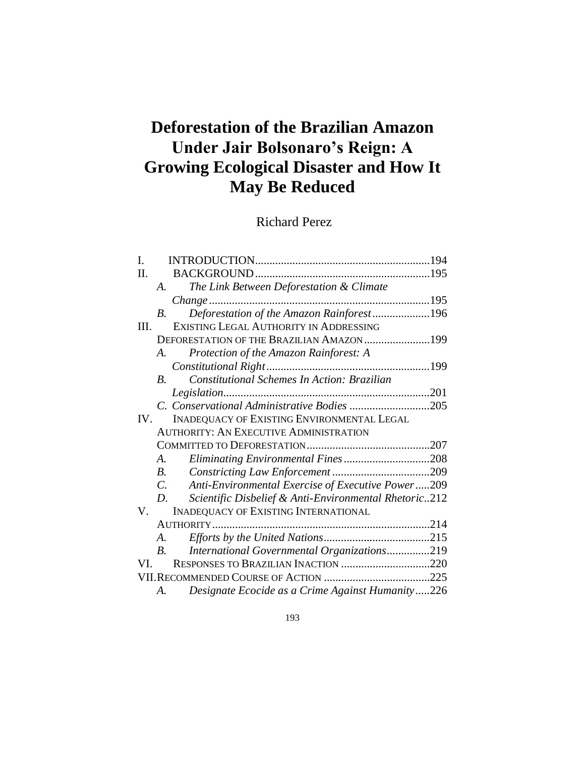# Deforestation of the Brazilian Amazon Under Jair Bolsonaro's Reign: A Growing Ecological Disaster and How It May Be Reduced

Richard Perez

I. INTRODUCTION ............................................................ 194
II. BACKGROUND ............................................................ 195
  A. *The Link Between Deforestation & Climate Change* ............................................................ 195
  B. *Deforestation of the Amazon Rainforest* .................... 196
III. EXISTING LEGAL AUTHORITY IN ADDRESSING DEFORESTATION OF THE BRAZILIAN AMAZON ....................... 199
  A. *Protection of the Amazon Rainforest: A Constitutional Right* ......................................................... 199
  B. *Constitutional Schemes In Action: Brazilian Legislation* ........................................................................ 201
  C. *Conservational Administrative Bodies* ............................ 205
IV. INADEQUACY OF EXISTING ENVIRONMENTAL LEGAL AUTHORITY: AN EXECUTIVE ADMINISTRATION COMMITTED TO DEFORESTATION ........................................... 207
  A. *Eliminating Environmental Fines* .............................. 208
  B. *Constricting Law Enforcement* .................................. 209
  C. *Anti-Environmental Exercise of Executive Power* ..... 209
  D. *Scientific Disbelief & Anti-Environmental Rhetoric* .. 212
V. INADEQUACY OF EXISTING INTERNATIONAL AUTHORITY ........................................................................... 214
  A. *Efforts by the United Nations* ..................................... 215
  B. *International Governmental Organizations* ............... 219
VI. RESPONSES TO BRAZILIAN INACTION ............................... 220
VII. RECOMMENDED COURSE OF ACTION ..................................... 225
  A. *Designate Ecocide as a Crime Against Humanity* ..... 226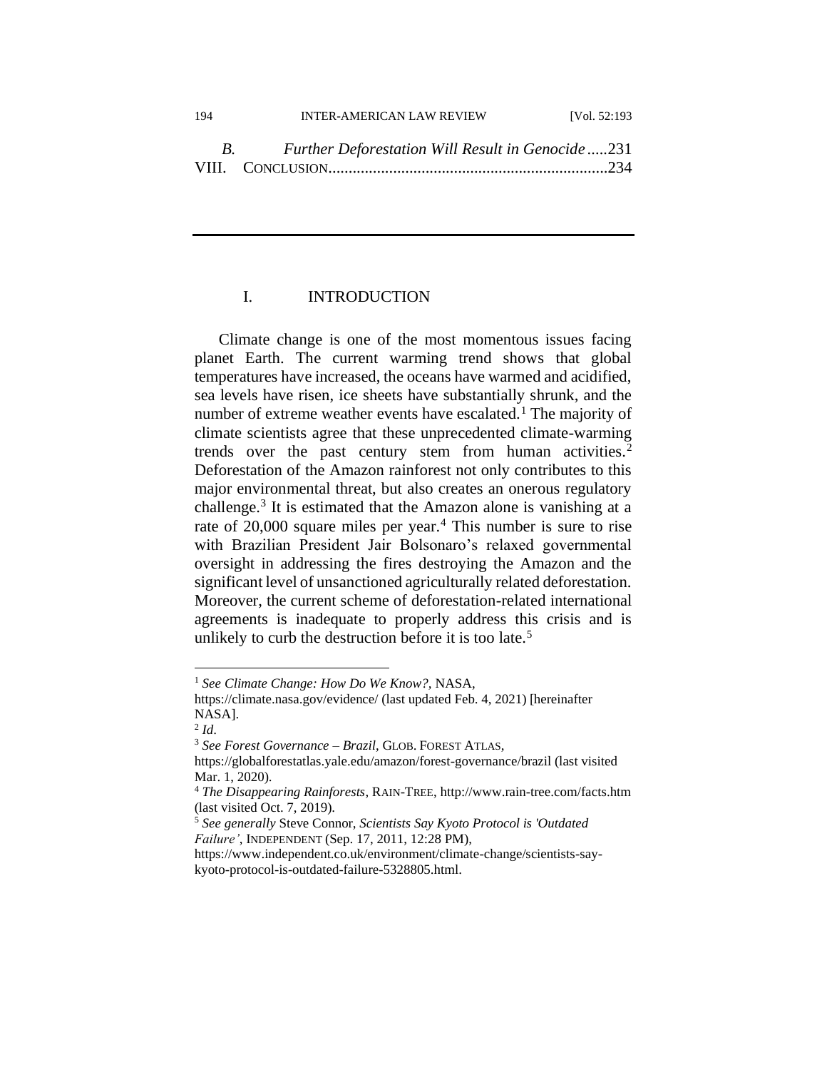*B. Further Deforestation Will Result in Genocide* .....231
VIII. CONCLUSION.....................................................................234

## I. INTRODUCTION

Climate change is one of the most momentous issues facing planet Earth. The current warming trend shows that global temperatures have increased, the oceans have warmed and acidified, sea levels have risen, ice sheets have substantially shrunk, and the number of extreme weather events have escalated.[1] The majority of climate scientists agree that these unprecedented climate-warming trends over the past century stem from human activities.[2] Deforestation of the Amazon rainforest not only contributes to this major environmental threat, but also creates an onerous regulatory challenge.[3] It is estimated that the Amazon alone is vanishing at a rate of 20,000 square miles per year.[4] This number is sure to rise with Brazilian President Jair Bolsonaro's relaxed governmental oversight in addressing the fires destroying the Amazon and the significant level of unsanctioned agriculturally related deforestation. Moreover, the current scheme of deforestation-related international agreements is inadequate to properly address this crisis and is unlikely to curb the destruction before it is too late.[5]

---

[1] *See Climate Change: How Do We Know?*, NASA, https://climate.nasa.gov/evidence/ (last updated Feb. 4, 2021) [hereinafter NASA].

[2] *Id*.

[3] *See Forest Governance – Brazil*, GLOB. FOREST ATLAS, https://globalforestatlas.yale.edu/amazon/forest-governance/brazil (last visited Mar. 1, 2020).

[4] *The Disappearing Rainforests*, RAIN-TREE, http://www.rain-tree.com/facts.htm (last visited Oct. 7, 2019).

[5] *See generally* Steve Connor, *Scientists Say Kyoto Protocol is 'Outdated Failure'*, INDEPENDENT (Sep. 17, 2011, 12:28 PM), https://www.independent.co.uk/environment/climate-change/scientists-say-kyoto-protocol-is-outdated-failure-5328805.html.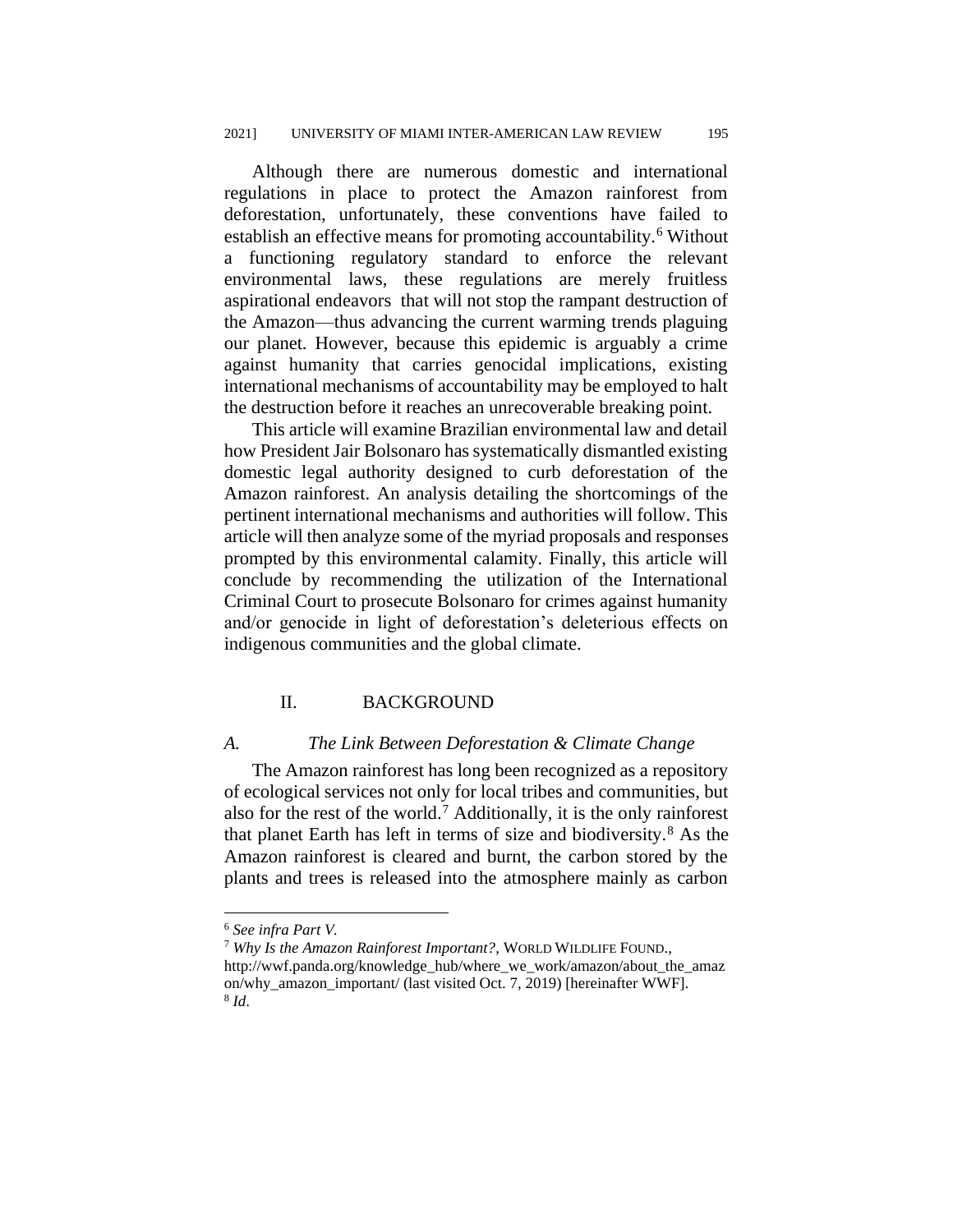Although there are numerous domestic and international regulations in place to protect the Amazon rainforest from deforestation, unfortunately, these conventions have failed to establish an effective means for promoting accountability.[6] Without a functioning regulatory standard to enforce the relevant environmental laws, these regulations are merely fruitless aspirational endeavors that will not stop the rampant destruction of the Amazon—thus advancing the current warming trends plaguing our planet. However, because this epidemic is arguably a crime against humanity that carries genocidal implications, existing international mechanisms of accountability may be employed to halt the destruction before it reaches an unrecoverable breaking point.

This article will examine Brazilian environmental law and detail how President Jair Bolsonaro has systematically dismantled existing domestic legal authority designed to curb deforestation of the Amazon rainforest. An analysis detailing the shortcomings of the pertinent international mechanisms and authorities will follow. This article will then analyze some of the myriad proposals and responses prompted by this environmental calamity. Finally, this article will conclude by recommending the utilization of the International Criminal Court to prosecute Bolsonaro for crimes against humanity and/or genocide in light of deforestation's deleterious effects on indigenous communities and the global climate.

## II. BACKGROUND

### *A. The Link Between Deforestation & Climate Change*

The Amazon rainforest has long been recognized as a repository of ecological services not only for local tribes and communities, but also for the rest of the world.[7] Additionally, it is the only rainforest that planet Earth has left in terms of size and biodiversity.[8] As the Amazon rainforest is cleared and burnt, the carbon stored by the plants and trees is released into the atmosphere mainly as carbon

---

[6] *See infra Part V.*

[7] *Why Is the Amazon Rainforest Important?*, WORLD WILDLIFE FOUND., http://wwf.panda.org/knowledge_hub/where_we_work/amazon/about_the_amazon/why_amazon_important/ (last visited Oct. 7, 2019) [hereinafter WWF].

[8] *Id*.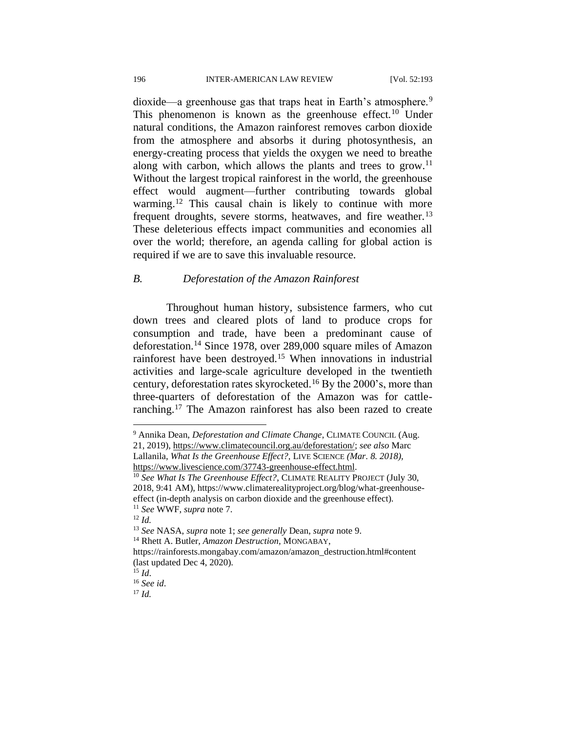dioxide—a greenhouse gas that traps heat in Earth's atmosphere.[9] This phenomenon is known as the greenhouse effect.[10] Under natural conditions, the Amazon rainforest removes carbon dioxide from the atmosphere and absorbs it during photosynthesis, an energy-creating process that yields the oxygen we need to breathe along with carbon, which allows the plants and trees to grow.[11] Without the largest tropical rainforest in the world, the greenhouse effect would augment—further contributing towards global warming.[12] This causal chain is likely to continue with more frequent droughts, severe storms, heatwaves, and fire weather.[13] These deleterious effects impact communities and economies all over the world; therefore, an agenda calling for global action is required if we are to save this invaluable resource.

### *B. Deforestation of the Amazon Rainforest*

Throughout human history, subsistence farmers, who cut down trees and cleared plots of land to produce crops for consumption and trade, have been a predominant cause of deforestation.[14] Since 1978, over 289,000 square miles of Amazon rainforest have been destroyed.[15] When innovations in industrial activities and large-scale agriculture developed in the twentieth century, deforestation rates skyrocketed.[16] By the 2000's, more than three-quarters of deforestation of the Amazon was for cattle-ranching.[17] The Amazon rainforest has also been razed to create

---

[9] Annika Dean, *Deforestation and Climate Change*, CLIMATE COUNCIL (Aug. 21, 2019), https://www.climatecouncil.org.au/deforestation/; *see also* Marc Lallanila, *What Is the Greenhouse Effect?,* LIVE SCIENCE *(Mar. 8. 2018),* https://www.livescience.com/37743-greenhouse-effect.html.

[10] *See What Is The Greenhouse Effect?*, CLIMATE REALITY PROJECT (July 30, 2018, 9:41 AM), https://www.climaterealityproject.org/blog/what-greenhouse-effect (in-depth analysis on carbon dioxide and the greenhouse effect).

[11] *See* WWF, *supra* note 7.

[12] *Id.*

[13] *See* NASA, *supra* note 1; *see generally* Dean, *supra* note 9.

[14] Rhett A. Butler, *Amazon Destruction*, MONGABAY, https://rainforests.mongabay.com/amazon/amazon_destruction.html#content (last updated Dec 4, 2020).

[15] *Id*.

[16] *See id*.

[17] *Id.*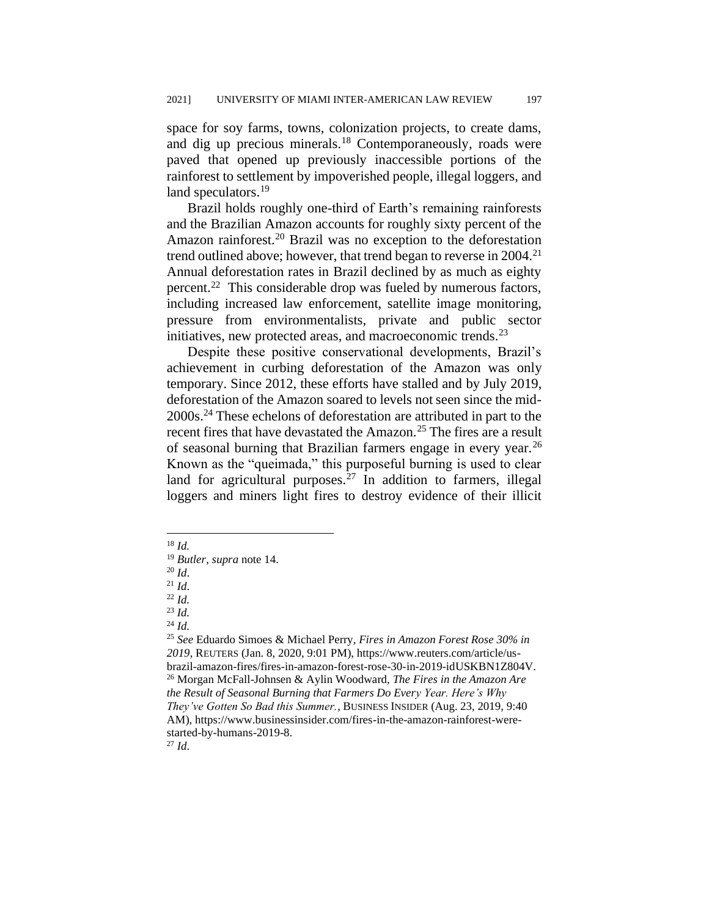space for soy farms, towns, colonization projects, to create dams, and dig up precious minerals.[18] Contemporaneously, roads were paved that opened up previously inaccessible portions of the rainforest to settlement by impoverished people, illegal loggers, and land speculators.[19]

Brazil holds roughly one-third of Earth's remaining rainforests and the Brazilian Amazon accounts for roughly sixty percent of the Amazon rainforest.[20] Brazil was no exception to the deforestation trend outlined above; however, that trend began to reverse in 2004.[21] Annual deforestation rates in Brazil declined by as much as eighty percent.[22] This considerable drop was fueled by numerous factors, including increased law enforcement, satellite image monitoring, pressure from environmentalists, private and public sector initiatives, new protected areas, and macroeconomic trends.[23]

Despite these positive conservational developments, Brazil's achievement in curbing deforestation of the Amazon was only temporary. Since 2012, these efforts have stalled and by July 2019, deforestation of the Amazon soared to levels not seen since the mid-2000s.[24] These echelons of deforestation are attributed in part to the recent fires that have devastated the Amazon.[25] The fires are a result of seasonal burning that Brazilian farmers engage in every year.[26] Known as the "queimada," this purposeful burning is used to clear land for agricultural purposes.[27] In addition to farmers, illegal loggers and miners light fires to destroy evidence of their illicit

---

[18] *Id.*

[19] *Butler*, *supra* note 14.

[20] *Id*.

[21] *Id*.

[22] *Id.*

[23] *Id.*

[24] *Id.*

[25] *See* Eduardo Simoes & Michael Perry, *Fires in Amazon Forest Rose 30% in 2019*, REUTERS (Jan. 8, 2020, 9:01 PM), https://www.reuters.com/article/us-brazil-amazon-fires/fires-in-amazon-forest-rose-30-in-2019-idUSKBN1Z804V.

[26] Morgan McFall-Johnsen & Aylin Woodward, *The Fires in the Amazon Are the Result of Seasonal Burning that Farmers Do Every Year. Here's Why They've Gotten So Bad this Summer.*, BUSINESS INSIDER (Aug. 23, 2019, 9:40 AM), https://www.businessinsider.com/fires-in-the-amazon-rainforest-were-started-by-humans-2019-8.

[27] *Id*.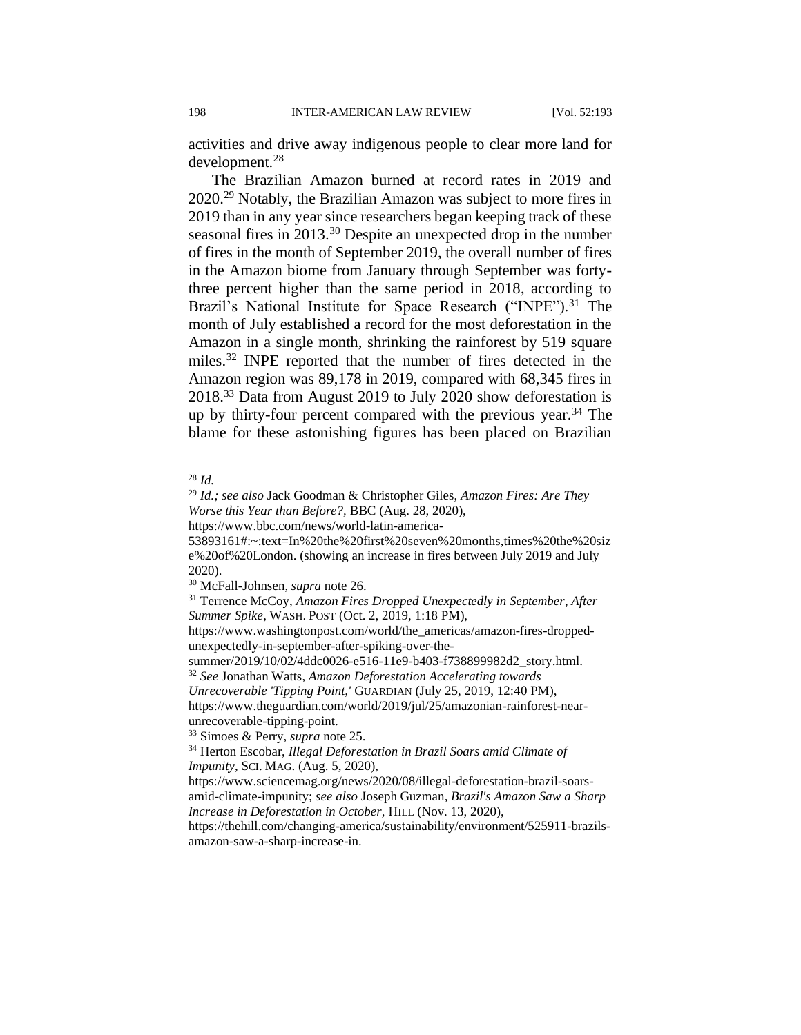activities and drive away indigenous people to clear more land for development.[28]

The Brazilian Amazon burned at record rates in 2019 and 2020.[29] Notably, the Brazilian Amazon was subject to more fires in 2019 than in any year since researchers began keeping track of these seasonal fires in 2013.[30] Despite an unexpected drop in the number of fires in the month of September 2019, the overall number of fires in the Amazon biome from January through September was forty-three percent higher than the same period in 2018, according to Brazil's National Institute for Space Research ("INPE").[31] The month of July established a record for the most deforestation in the Amazon in a single month, shrinking the rainforest by 519 square miles.[32] INPE reported that the number of fires detected in the Amazon region was 89,178 in 2019, compared with 68,345 fires in 2018.[33] Data from August 2019 to July 2020 show deforestation is up by thirty-four percent compared with the previous year.[34] The blame for these astonishing figures has been placed on Brazilian

---

[28] *Id.*

[29] *Id.; see also* Jack Goodman & Christopher Giles, *Amazon Fires: Are They Worse this Year than Before?*, BBC (Aug. 28, 2020), https://www.bbc.com/news/world-latin-america-53893161#:~:text=In%20the%20first%20seven%20months,times%20the%20size%20of%20London. (showing an increase in fires between July 2019 and July 2020).

[30] McFall-Johnsen, *supra* note 26.

[31] Terrence McCoy, *Amazon Fires Dropped Unexpectedly in September, After Summer Spike*, WASH. POST (Oct. 2, 2019, 1:18 PM), https://www.washingtonpost.com/world/the_americas/amazon-fires-dropped-unexpectedly-in-september-after-spiking-over-the-summer/2019/10/02/4ddc0026-e516-11e9-b403-f738899982d2_story.html.

[32] *See* Jonathan Watts, *Amazon Deforestation Accelerating towards Unrecoverable 'Tipping Point,'* GUARDIAN (July 25, 2019, 12:40 PM), https://www.theguardian.com/world/2019/jul/25/amazonian-rainforest-near-unrecoverable-tipping-point.

[33] Simoes & Perry, *supra* note 25.

[34] Herton Escobar, *Illegal Deforestation in Brazil Soars amid Climate of Impunity*, SCI. MAG. (Aug. 5, 2020), https://www.sciencemag.org/news/2020/08/illegal-deforestation-brazil-soars-amid-climate-impunity; *see also* Joseph Guzman, *Brazil's Amazon Saw a Sharp Increase in Deforestation in October*, HILL (Nov. 13, 2020), https://thehill.com/changing-america/sustainability/environment/525911-brazils-amazon-saw-a-sharp-increase-in.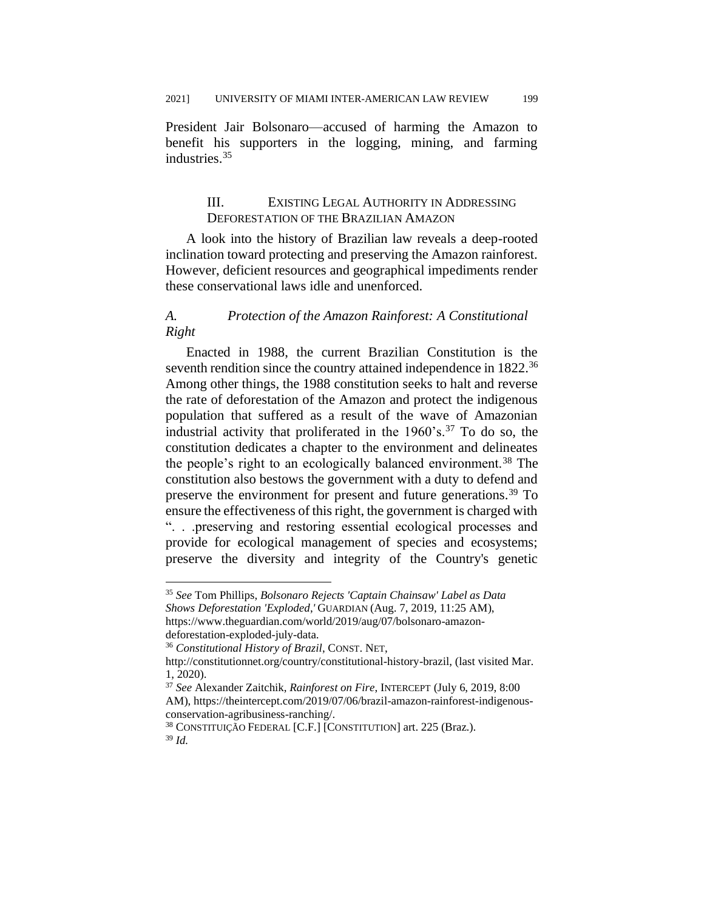President Jair Bolsonaro—accused of harming the Amazon to benefit his supporters in the logging, mining, and farming industries.[35]

## III. EXISTING LEGAL AUTHORITY IN ADDRESSING DEFORESTATION OF THE BRAZILIAN AMAZON

A look into the history of Brazilian law reveals a deep-rooted inclination toward protecting and preserving the Amazon rainforest. However, deficient resources and geographical impediments render these conservational laws idle and unenforced.

### *A. Protection of the Amazon Rainforest: A Constitutional Right*

Enacted in 1988, the current Brazilian Constitution is the seventh rendition since the country attained independence in 1822.[36] Among other things, the 1988 constitution seeks to halt and reverse the rate of deforestation of the Amazon and protect the indigenous population that suffered as a result of the wave of Amazonian industrial activity that proliferated in the 1960's.[37] To do so, the constitution dedicates a chapter to the environment and delineates the people's right to an ecologically balanced environment.[38] The constitution also bestows the government with a duty to defend and preserve the environment for present and future generations.[39] To ensure the effectiveness of this right, the government is charged with ". . .preserving and restoring essential ecological processes and provide for ecological management of species and ecosystems; preserve the diversity and integrity of the Country's genetic

---

[35] *See* Tom Phillips, *Bolsonaro Rejects 'Captain Chainsaw' Label as Data Shows Deforestation 'Exploded,'* GUARDIAN (Aug. 7, 2019, 11:25 AM), https://www.theguardian.com/world/2019/aug/07/bolsonaro-amazon-deforestation-exploded-july-data.

[36] *Constitutional History of Brazil*, CONST. NET, http://constitutionnet.org/country/constitutional-history-brazil, (last visited Mar. 1, 2020).

[37] *See* Alexander Zaitchik, *Rainforest on Fire*, INTERCEPT (July 6, 2019, 8:00 AM), https://theintercept.com/2019/07/06/brazil-amazon-rainforest-indigenous-conservation-agribusiness-ranching/.

[38] CONSTITUIÇÃO FEDERAL [C.F.] [CONSTITUTION] art. 225 (Braz.).

[39] *Id.*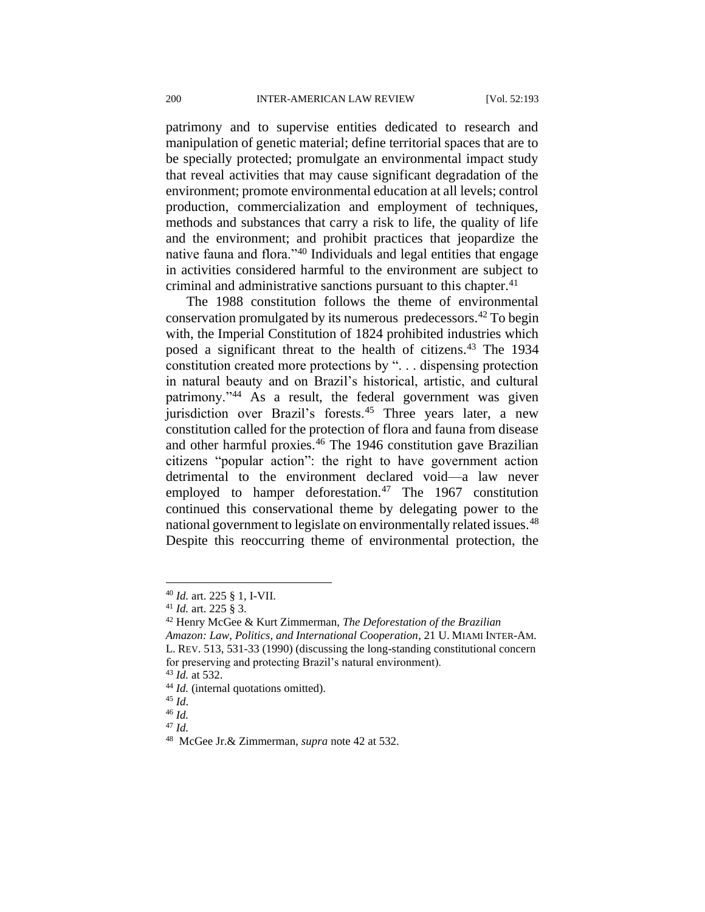patrimony and to supervise entities dedicated to research and manipulation of genetic material; define territorial spaces that are to be specially protected; promulgate an environmental impact study that reveal activities that may cause significant degradation of the environment; promote environmental education at all levels; control production, commercialization and employment of techniques, methods and substances that carry a risk to life, the quality of life and the environment; and prohibit practices that jeopardize the native fauna and flora."[40] Individuals and legal entities that engage in activities considered harmful to the environment are subject to criminal and administrative sanctions pursuant to this chapter.[41]

The 1988 constitution follows the theme of environmental conservation promulgated by its numerous predecessors.[42] To begin with, the Imperial Constitution of 1824 prohibited industries which posed a significant threat to the health of citizens.[43] The 1934 constitution created more protections by ". . . dispensing protection in natural beauty and on Brazil's historical, artistic, and cultural patrimony."[44] As a result, the federal government was given jurisdiction over Brazil's forests.[45] Three years later, a new constitution called for the protection of flora and fauna from disease and other harmful proxies.[46] The 1946 constitution gave Brazilian citizens "popular action": the right to have government action detrimental to the environment declared void—a law never employed to hamper deforestation.[47] The 1967 constitution continued this conservational theme by delegating power to the national government to legislate on environmentally related issues.[48] Despite this reoccurring theme of environmental protection, the

---

[40] *Id.* art. 225 § 1, I-VII.

[41] *Id.* art. 225 § 3.

[42] Henry McGee & Kurt Zimmerman, *The Deforestation of the Brazilian Amazon: Law, Politics, and International Cooperation*, 21 U. MIAMI INTER-AM. L. REV. 513, 531-33 (1990) (discussing the long-standing constitutional concern for preserving and protecting Brazil's natural environment).

[43] *Id.* at 532.

[44] *Id.* (internal quotations omitted).

[45] *Id*.

[46] *Id.*

[47] *Id.*

[48] McGee Jr.& Zimmerman, *supra* note 42 at 532.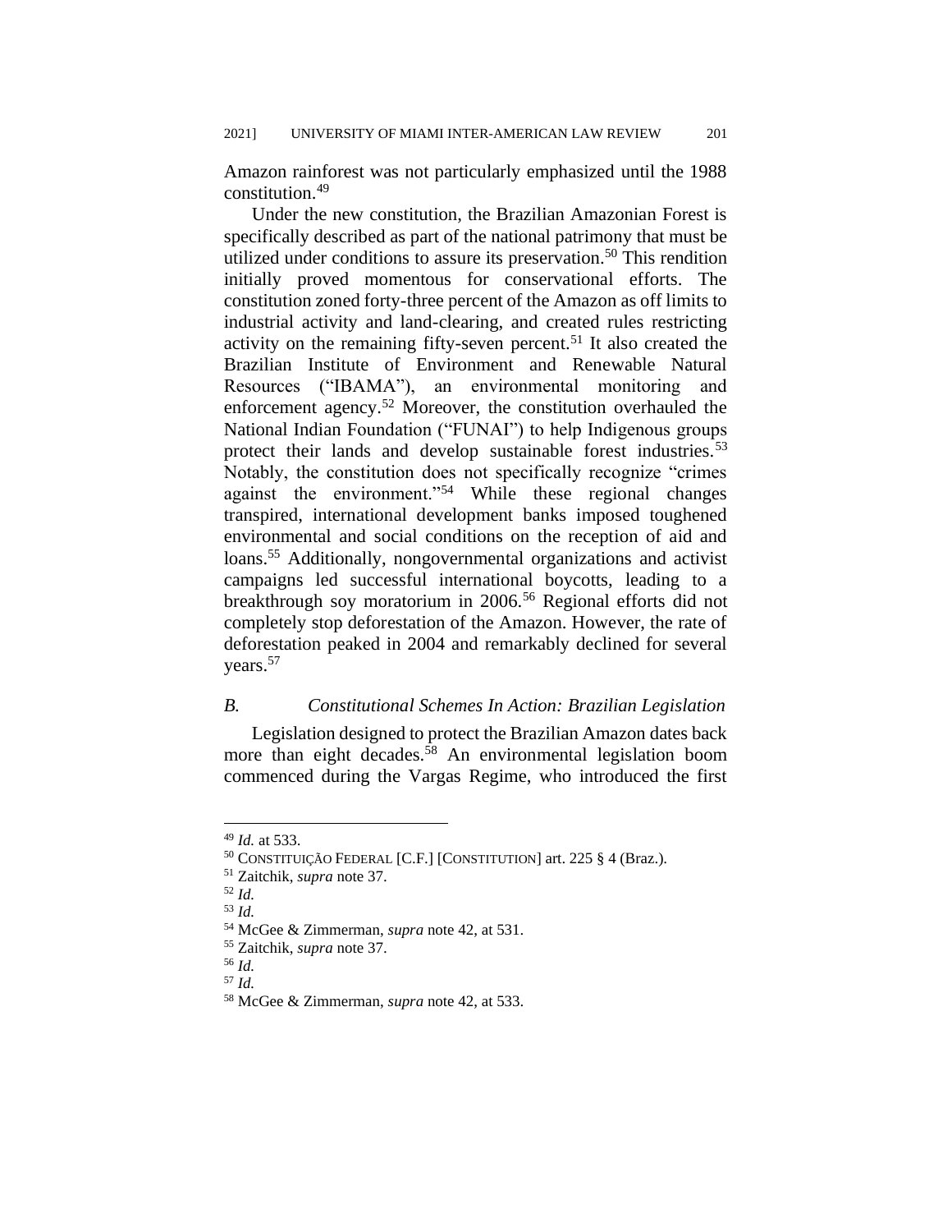Amazon rainforest was not particularly emphasized until the 1988 constitution.[49]

Under the new constitution, the Brazilian Amazonian Forest is specifically described as part of the national patrimony that must be utilized under conditions to assure its preservation.[50] This rendition initially proved momentous for conservational efforts. The constitution zoned forty-three percent of the Amazon as off limits to industrial activity and land-clearing, and created rules restricting activity on the remaining fifty-seven percent.[51] It also created the Brazilian Institute of Environment and Renewable Natural Resources ("IBAMA"), an environmental monitoring and enforcement agency.[52] Moreover, the constitution overhauled the National Indian Foundation ("FUNAI") to help Indigenous groups protect their lands and develop sustainable forest industries.[53] Notably, the constitution does not specifically recognize "crimes against the environment."[54] While these regional changes transpired, international development banks imposed toughened environmental and social conditions on the reception of aid and loans.[55] Additionally, nongovernmental organizations and activist campaigns led successful international boycotts, leading to a breakthrough soy moratorium in 2006.[56] Regional efforts did not completely stop deforestation of the Amazon. However, the rate of deforestation peaked in 2004 and remarkably declined for several years.[57]

### *B. Constitutional Schemes In Action: Brazilian Legislation*

Legislation designed to protect the Brazilian Amazon dates back more than eight decades.[58] An environmental legislation boom commenced during the Vargas Regime, who introduced the first

---

[49] *Id.* at 533.

[50] CONSTITUIÇÃO FEDERAL [C.F.] [CONSTITUTION] art. 225 § 4 (Braz.).

[51] Zaitchik, *supra* note 37.

[52] *Id.*

[53] *Id.*

[54] McGee & Zimmerman, *supra* note 42, at 531.

[55] Zaitchik, *supra* note 37.

[56] *Id.*

[57] *Id.*

[58] McGee & Zimmerman, *supra* note 42, at 533.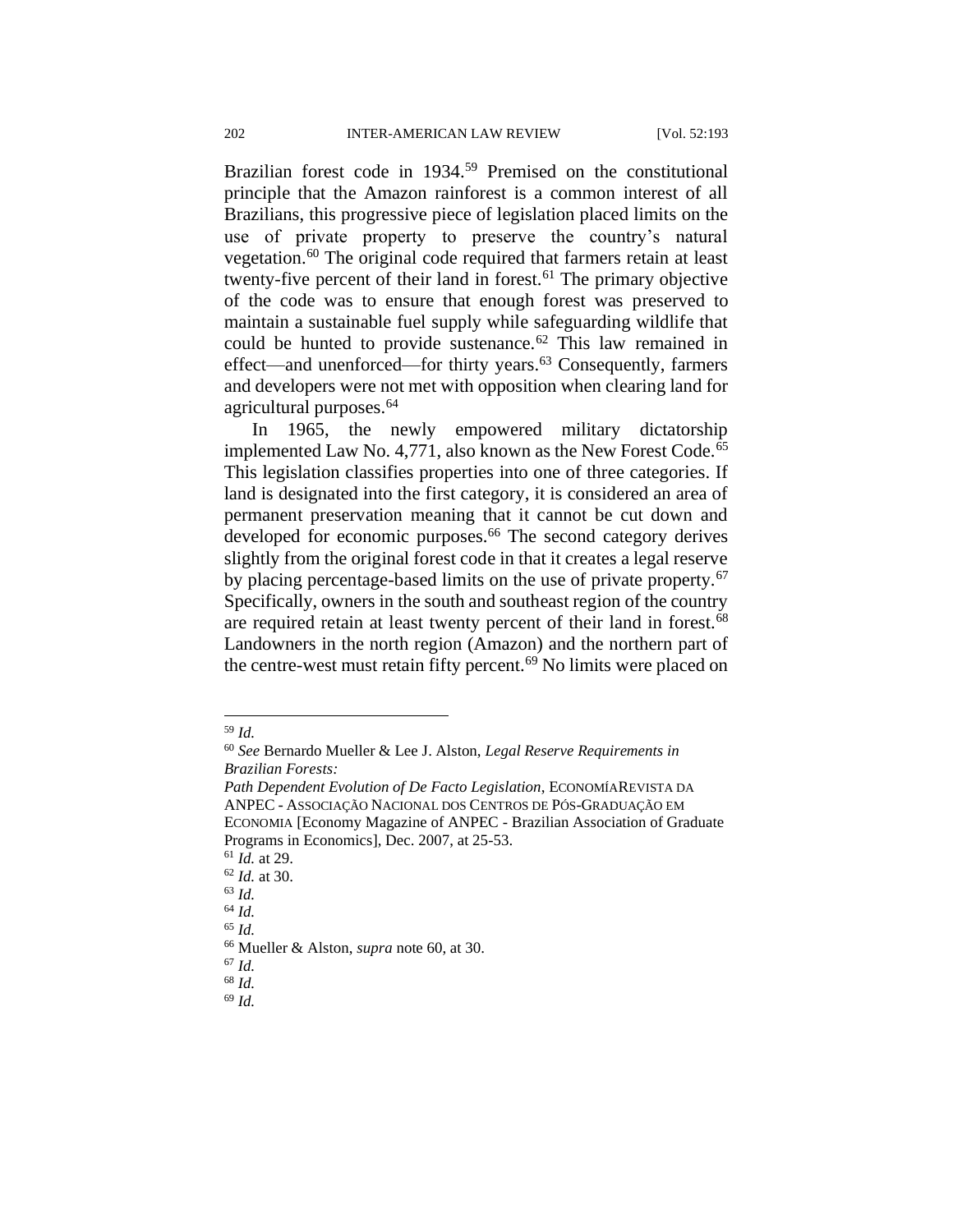Brazilian forest code in 1934.[59] Premised on the constitutional principle that the Amazon rainforest is a common interest of all Brazilians, this progressive piece of legislation placed limits on the use of private property to preserve the country's natural vegetation.[60] The original code required that farmers retain at least twenty-five percent of their land in forest.[61] The primary objective of the code was to ensure that enough forest was preserved to maintain a sustainable fuel supply while safeguarding wildlife that could be hunted to provide sustenance.[62] This law remained in effect—and unenforced—for thirty years.[63] Consequently, farmers and developers were not met with opposition when clearing land for agricultural purposes.[64]

In 1965, the newly empowered military dictatorship implemented Law No. 4,771, also known as the New Forest Code.[65] This legislation classifies properties into one of three categories. If land is designated into the first category, it is considered an area of permanent preservation meaning that it cannot be cut down and developed for economic purposes.[66] The second category derives slightly from the original forest code in that it creates a legal reserve by placing percentage-based limits on the use of private property.[67] Specifically, owners in the south and southeast region of the country are required retain at least twenty percent of their land in forest.[68] Landowners in the north region (Amazon) and the northern part of the centre-west must retain fifty percent.[69] No limits were placed on

---

[59] *Id.*

[60] *See* Bernardo Mueller & Lee J. Alston, *Legal Reserve Requirements in Brazilian Forests: Path Dependent Evolution of De Facto Legislation*, ECONOMÍAREVISTA DA ANPEC - ASSOCIAÇÃO NACIONAL DOS CENTROS DE PÓS-GRADUAÇÃO EM ECONOMIA [Economy Magazine of ANPEC - Brazilian Association of Graduate Programs in Economics], Dec. 2007, at 25-53.

[61] *Id.* at 29.

[62] *Id.* at 30.

[63] *Id.*

[64] *Id.*

[65] *Id.*

[66] Mueller & Alston, *supra* note 60, at 30.

[67] *Id.*

[68] *Id.*

[69] *Id.*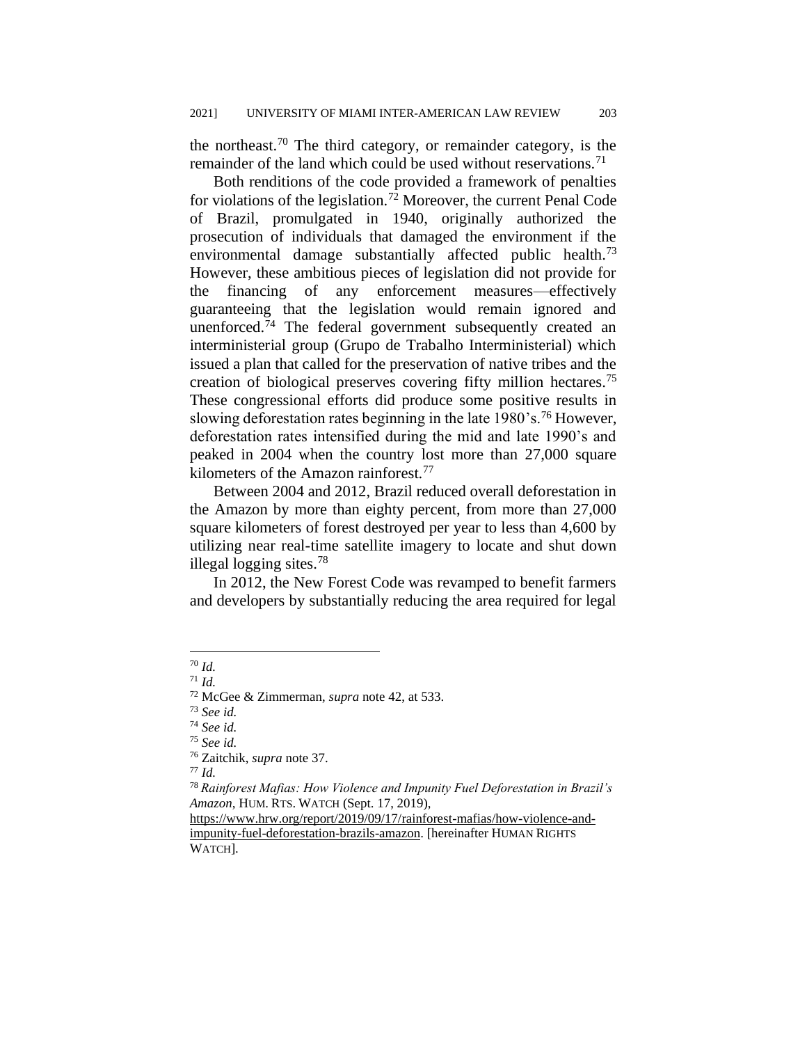the northeast.[70] The third category, or remainder category, is the remainder of the land which could be used without reservations.[71]

Both renditions of the code provided a framework of penalties for violations of the legislation.[72] Moreover, the current Penal Code of Brazil, promulgated in 1940, originally authorized the prosecution of individuals that damaged the environment if the environmental damage substantially affected public health.[73] However, these ambitious pieces of legislation did not provide for the financing of any enforcement measures—effectively guaranteeing that the legislation would remain ignored and unenforced.[74] The federal government subsequently created an interministerial group (Grupo de Trabalho Interministerial) which issued a plan that called for the preservation of native tribes and the creation of biological preserves covering fifty million hectares.[75] These congressional efforts did produce some positive results in slowing deforestation rates beginning in the late 1980's.[76] However, deforestation rates intensified during the mid and late 1990's and peaked in 2004 when the country lost more than 27,000 square kilometers of the Amazon rainforest.[77]

Between 2004 and 2012, Brazil reduced overall deforestation in the Amazon by more than eighty percent, from more than 27,000 square kilometers of forest destroyed per year to less than 4,600 by utilizing near real-time satellite imagery to locate and shut down illegal logging sites.[78]

In 2012, the New Forest Code was revamped to benefit farmers and developers by substantially reducing the area required for legal

---

[70] *Id.*

[71] *Id.*

[72] McGee & Zimmerman, *supra* note 42, at 533.

[73] *See id.*

[74] *See id.*

[75] *See id.*

[76] Zaitchik, *supra* note 37.

[77] *Id.*

[78] *Rainforest Mafias: How Violence and Impunity Fuel Deforestation in Brazil's Amazon*, HUM. RTS. WATCH (Sept. 17, 2019), https://www.hrw.org/report/2019/09/17/rainforest-mafias/how-violence-and-impunity-fuel-deforestation-brazils-amazon. [hereinafter HUMAN RIGHTS WATCH].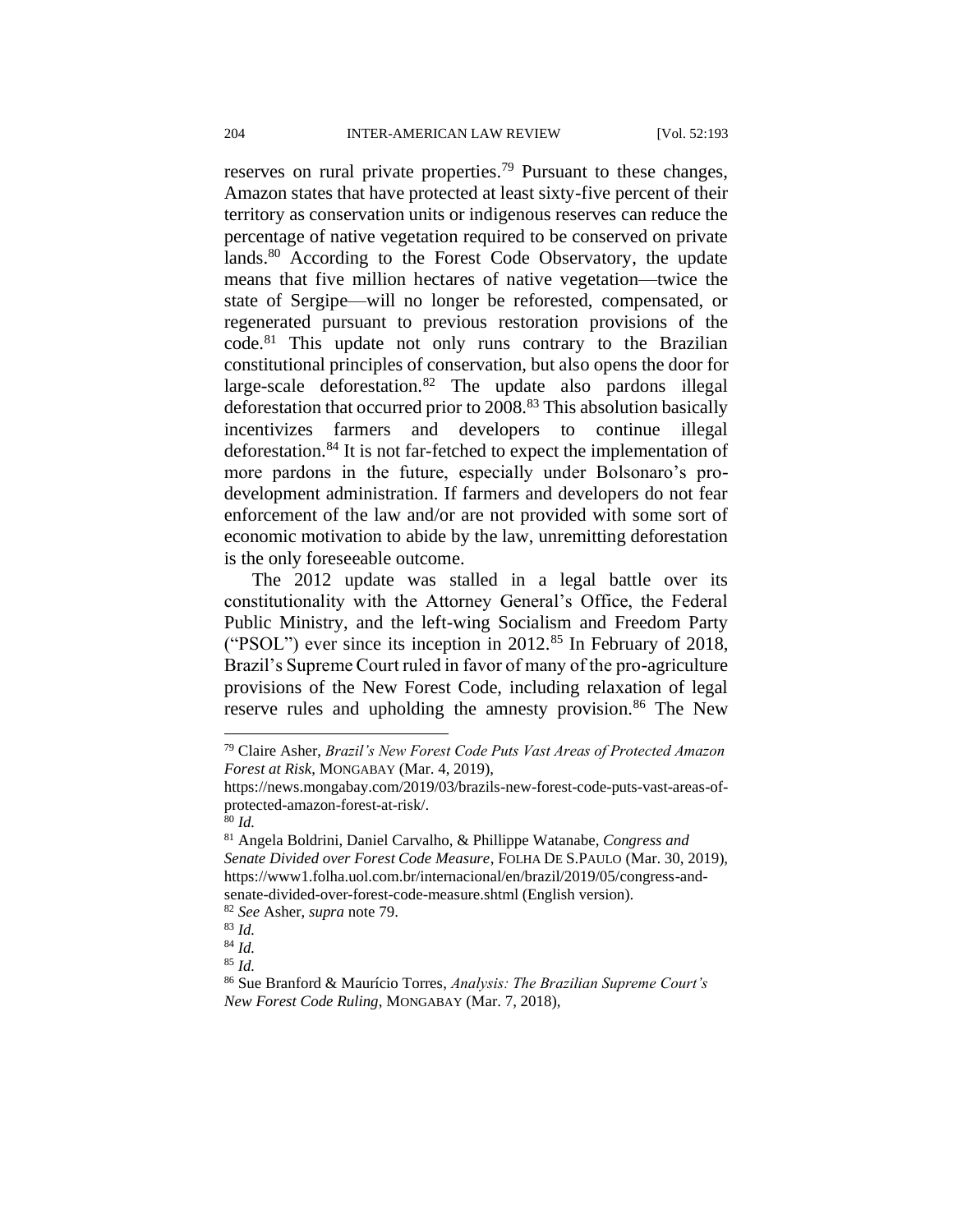reserves on rural private properties.[79] Pursuant to these changes, Amazon states that have protected at least sixty-five percent of their territory as conservation units or indigenous reserves can reduce the percentage of native vegetation required to be conserved on private lands.[80] According to the Forest Code Observatory, the update means that five million hectares of native vegetation—twice the state of Sergipe—will no longer be reforested, compensated, or regenerated pursuant to previous restoration provisions of the code.[81] This update not only runs contrary to the Brazilian constitutional principles of conservation, but also opens the door for large-scale deforestation.[82] The update also pardons illegal deforestation that occurred prior to 2008.[83] This absolution basically incentivizes farmers and developers to continue illegal deforestation.[84] It is not far-fetched to expect the implementation of more pardons in the future, especially under Bolsonaro's pro-development administration. If farmers and developers do not fear enforcement of the law and/or are not provided with some sort of economic motivation to abide by the law, unremitting deforestation is the only foreseeable outcome.

The 2012 update was stalled in a legal battle over its constitutionality with the Attorney General's Office, the Federal Public Ministry, and the left-wing Socialism and Freedom Party ("PSOL") ever since its inception in 2012.[85] In February of 2018, Brazil's Supreme Court ruled in favor of many of the pro-agriculture provisions of the New Forest Code, including relaxation of legal reserve rules and upholding the amnesty provision.[86] The New

---

[79] Claire Asher, *Brazil's New Forest Code Puts Vast Areas of Protected Amazon Forest at Risk*, MONGABAY (Mar. 4, 2019), https://news.mongabay.com/2019/03/brazils-new-forest-code-puts-vast-areas-of-protected-amazon-forest-at-risk/.

[80] *Id.*

[81] Angela Boldrini, Daniel Carvalho, & Phillippe Watanabe, *Congress and Senate Divided over Forest Code Measure*, FOLHA DE S.PAULO (Mar. 30, 2019), https://www1.folha.uol.com.br/internacional/en/brazil/2019/05/congress-and-senate-divided-over-forest-code-measure.shtml (English version).

[82] *See* Asher, *supra* note 79.

[83] *Id.*

[84] *Id.*

[85] *Id.*

[86] Sue Branford & Maurício Torres, *Analysis: The Brazilian Supreme Court's New Forest Code Ruling*, MONGABAY (Mar. 7, 2018),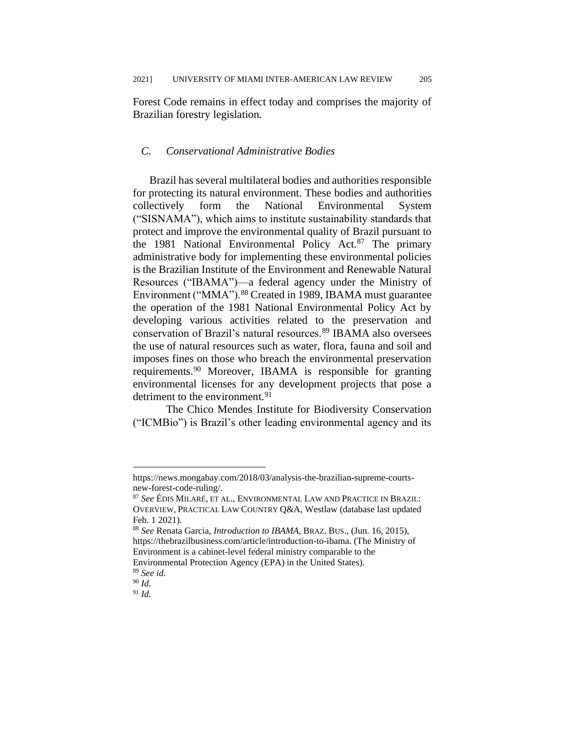Forest Code remains in effect today and comprises the majority of Brazilian forestry legislation.

### *C. Conservational Administrative Bodies*

Brazil has several multilateral bodies and authorities responsible for protecting its natural environment. These bodies and authorities collectively form the National Environmental System ("SISNAMA"), which aims to institute sustainability standards that protect and improve the environmental quality of Brazil pursuant to the 1981 National Environmental Policy Act.[87] The primary administrative body for implementing these environmental policies is the Brazilian Institute of the Environment and Renewable Natural Resources ("IBAMA")—a federal agency under the Ministry of Environment ("MMA").[88] Created in 1989, IBAMA must guarantee the operation of the 1981 National Environmental Policy Act by developing various activities related to the preservation and conservation of Brazil's natural resources.[89] IBAMA also oversees the use of natural resources such as water, flora, fauna and soil and imposes fines on those who breach the environmental preservation requirements.[90] Moreover, IBAMA is responsible for granting environmental licenses for any development projects that pose a detriment to the environment.[91]

The Chico Mendes Institute for Biodiversity Conservation ("ICMBio") is Brazil's other leading environmental agency and its

---

https://news.mongabay.com/2018/03/analysis-the-brazilian-supreme-courts-new-forest-code-ruling/.

[87] *See* ÉDIS MILARÉ, ET AL., ENVIRONMENTAL LAW AND PRACTICE IN BRAZIL: OVERVIEW, PRACTICAL LAW COUNTRY Q&A, Westlaw (database last updated Feb. 1 2021).

[88] *See* Renata Garcia, *Introduction to IBAMA*, BRAZ. BUS., (Jun. 16, 2015), https://thebrazilbusiness.com/article/introduction-to-ibama. (The Ministry of Environment is a cabinet-level federal ministry comparable to the Environmental Protection Agency (EPA) in the United States).

[89] *See id.*

[90] *Id.*

[91] *Id.*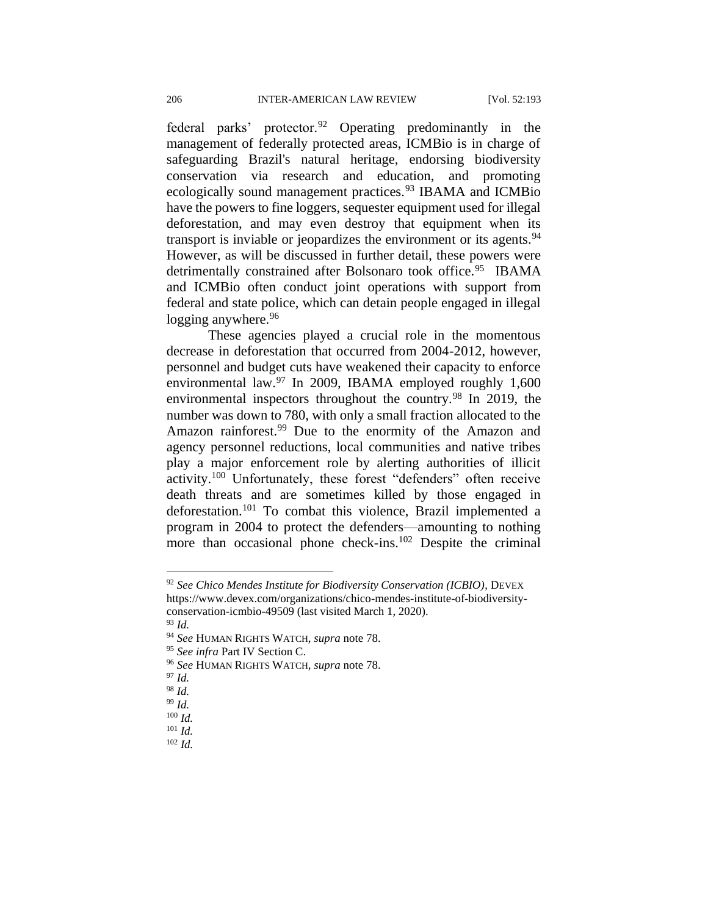federal parks' protector.[92] Operating predominantly in the management of federally protected areas, ICMBio is in charge of safeguarding Brazil's natural heritage, endorsing biodiversity conservation via research and education, and promoting ecologically sound management practices.[93] IBAMA and ICMBio have the powers to fine loggers, sequester equipment used for illegal deforestation, and may even destroy that equipment when its transport is inviable or jeopardizes the environment or its agents.[94] However, as will be discussed in further detail, these powers were detrimentally constrained after Bolsonaro took office.[95] IBAMA and ICMBio often conduct joint operations with support from federal and state police, which can detain people engaged in illegal logging anywhere.[96]

These agencies played a crucial role in the momentous decrease in deforestation that occurred from 2004-2012, however, personnel and budget cuts have weakened their capacity to enforce environmental law.[97] In 2009, IBAMA employed roughly 1,600 environmental inspectors throughout the country.[98] In 2019, the number was down to 780, with only a small fraction allocated to the Amazon rainforest.[99] Due to the enormity of the Amazon and agency personnel reductions, local communities and native tribes play a major enforcement role by alerting authorities of illicit activity.[100] Unfortunately, these forest "defenders" often receive death threats and are sometimes killed by those engaged in deforestation.[101] To combat this violence, Brazil implemented a program in 2004 to protect the defenders—amounting to nothing more than occasional phone check-ins.[102] Despite the criminal

---

[92] *See Chico Mendes Institute for Biodiversity Conservation (ICBIO)*, DEVEX https://www.devex.com/organizations/chico-mendes-institute-of-biodiversity-conservation-icmbio-49509 (last visited March 1, 2020).

[93] *Id.*

[94] *See* HUMAN RIGHTS WATCH, *supra* note 78.

[95] *See infra* Part IV Section C.

[96] *See* HUMAN RIGHTS WATCH, *supra* note 78.

[97] *Id.*

[98] *Id.*

[99] *Id.*

[100] *Id.*

[101] *Id.*

[102] *Id.*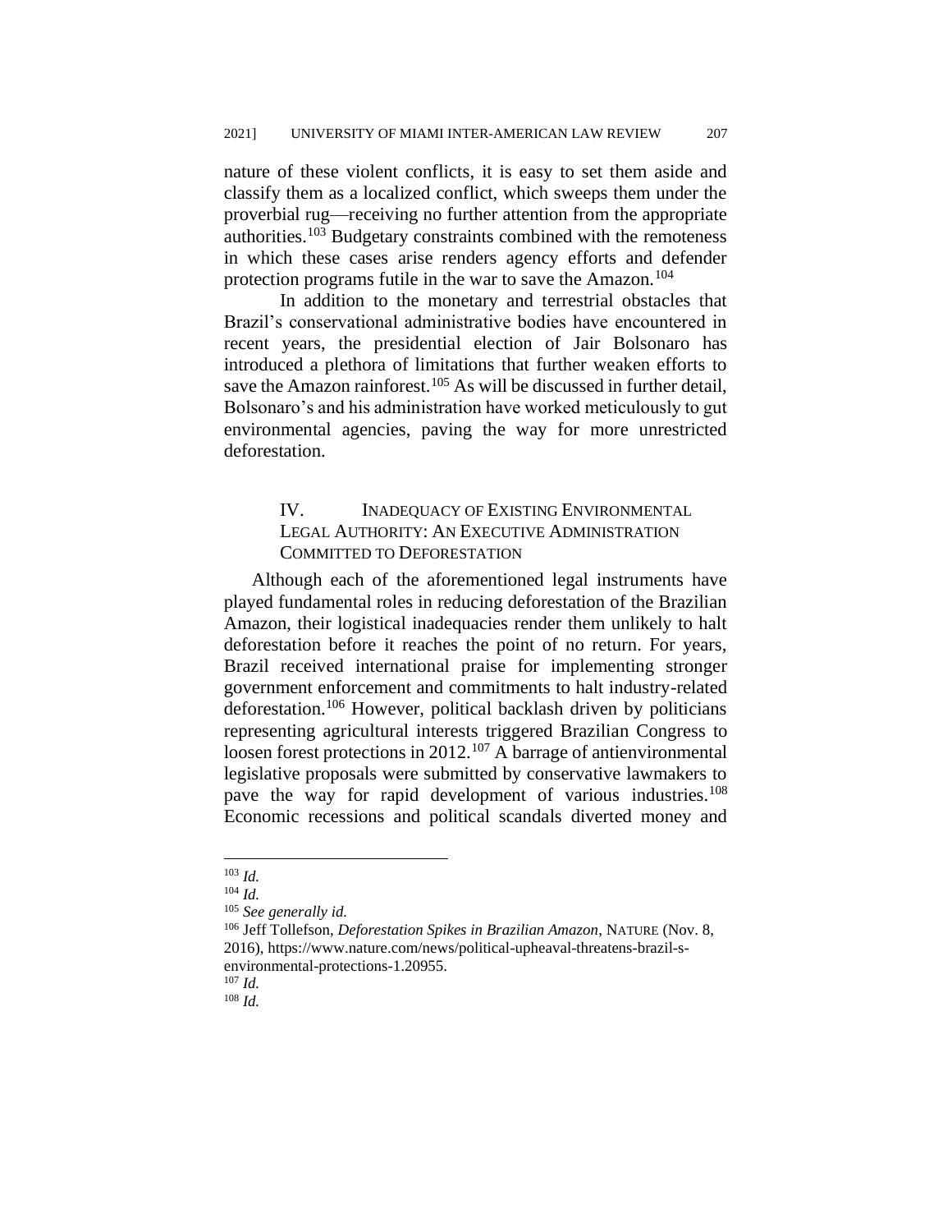nature of these violent conflicts, it is easy to set them aside and classify them as a localized conflict, which sweeps them under the proverbial rug—receiving no further attention from the appropriate authorities.[103] Budgetary constraints combined with the remoteness in which these cases arise renders agency efforts and defender protection programs futile in the war to save the Amazon.[104]

In addition to the monetary and terrestrial obstacles that Brazil's conservational administrative bodies have encountered in recent years, the presidential election of Jair Bolsonaro has introduced a plethora of limitations that further weaken efforts to save the Amazon rainforest.[105] As will be discussed in further detail, Bolsonaro's and his administration have worked meticulously to gut environmental agencies, paving the way for more unrestricted deforestation.

## IV. INADEQUACY OF EXISTING ENVIRONMENTAL LEGAL AUTHORITY: AN EXECUTIVE ADMINISTRATION COMMITTED TO DEFORESTATION

Although each of the aforementioned legal instruments have played fundamental roles in reducing deforestation of the Brazilian Amazon, their logistical inadequacies render them unlikely to halt deforestation before it reaches the point of no return. For years, Brazil received international praise for implementing stronger government enforcement and commitments to halt industry-related deforestation.[106] However, political backlash driven by politicians representing agricultural interests triggered Brazilian Congress to loosen forest protections in 2012.[107] A barrage of antienvironmental legislative proposals were submitted by conservative lawmakers to pave the way for rapid development of various industries.[108] Economic recessions and political scandals diverted money and

[103] *Id.*

[104] *Id.*

[105] *See generally id.*

[106] Jeff Tollefson, *Deforestation Spikes in Brazilian Amazon*, NATURE (Nov. 8, 2016), https://www.nature.com/news/political-upheaval-threatens-brazil-s-environmental-protections-1.20955.

[107] *Id.*

[108] *Id.*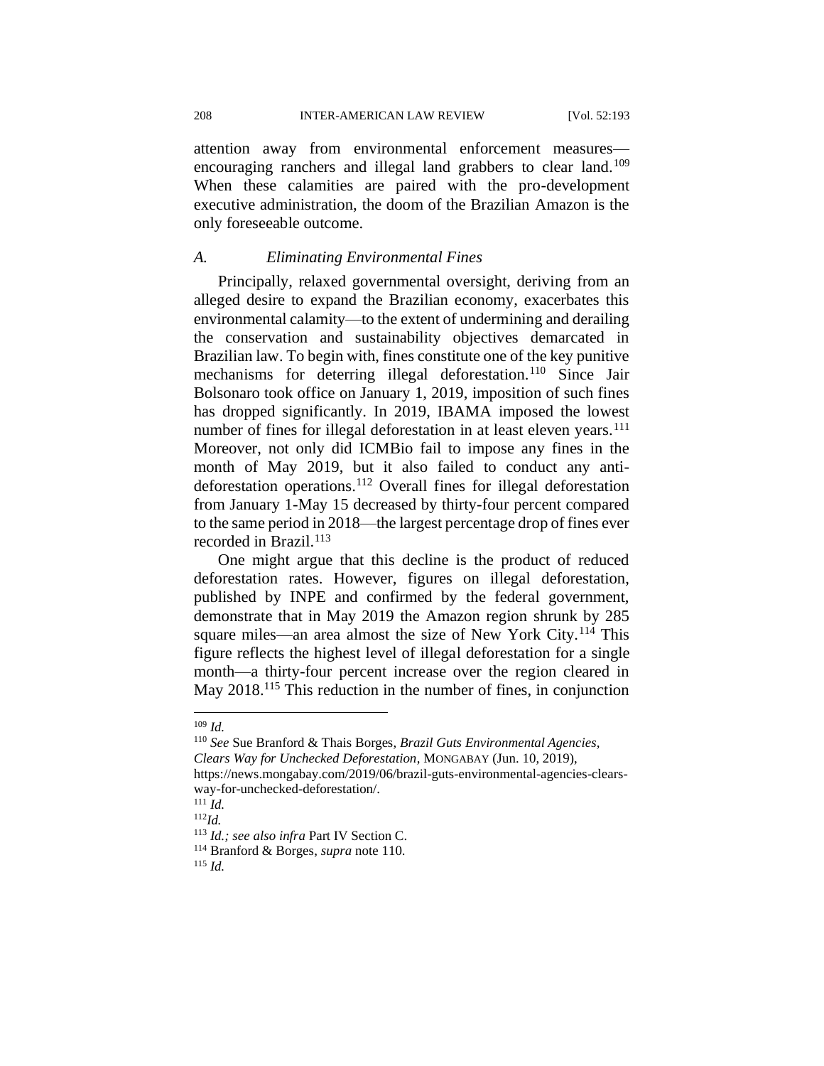attention away from environmental enforcement measures—encouraging ranchers and illegal land grabbers to clear land.[109] When these calamities are paired with the pro-development executive administration, the doom of the Brazilian Amazon is the only foreseeable outcome.

### *A. Eliminating Environmental Fines*

Principally, relaxed governmental oversight, deriving from an alleged desire to expand the Brazilian economy, exacerbates this environmental calamity—to the extent of undermining and derailing the conservation and sustainability objectives demarcated in Brazilian law. To begin with, fines constitute one of the key punitive mechanisms for deterring illegal deforestation.[110] Since Jair Bolsonaro took office on January 1, 2019, imposition of such fines has dropped significantly. In 2019, IBAMA imposed the lowest number of fines for illegal deforestation in at least eleven years.[111] Moreover, not only did ICMBio fail to impose any fines in the month of May 2019, but it also failed to conduct any anti-deforestation operations.[112] Overall fines for illegal deforestation from January 1-May 15 decreased by thirty-four percent compared to the same period in 2018—the largest percentage drop of fines ever recorded in Brazil.[113]

One might argue that this decline is the product of reduced deforestation rates. However, figures on illegal deforestation, published by INPE and confirmed by the federal government, demonstrate that in May 2019 the Amazon region shrunk by 285 square miles—an area almost the size of New York City.[114] This figure reflects the highest level of illegal deforestation for a single month—a thirty-four percent increase over the region cleared in May 2018.[115] This reduction in the number of fines, in conjunction

---

[109] *Id.*

[110] *See* Sue Branford & Thais Borges, *Brazil Guts Environmental Agencies, Clears Way for Unchecked Deforestation*, MONGABAY (Jun. 10, 2019), https://news.mongabay.com/2019/06/brazil-guts-environmental-agencies-clears-way-for-unchecked-deforestation/.

[111] *Id.*

[112] *Id.*

[113] *Id.; see also infra* Part IV Section C.

[114] Branford & Borges, *supra* note 110.

[115] *Id.*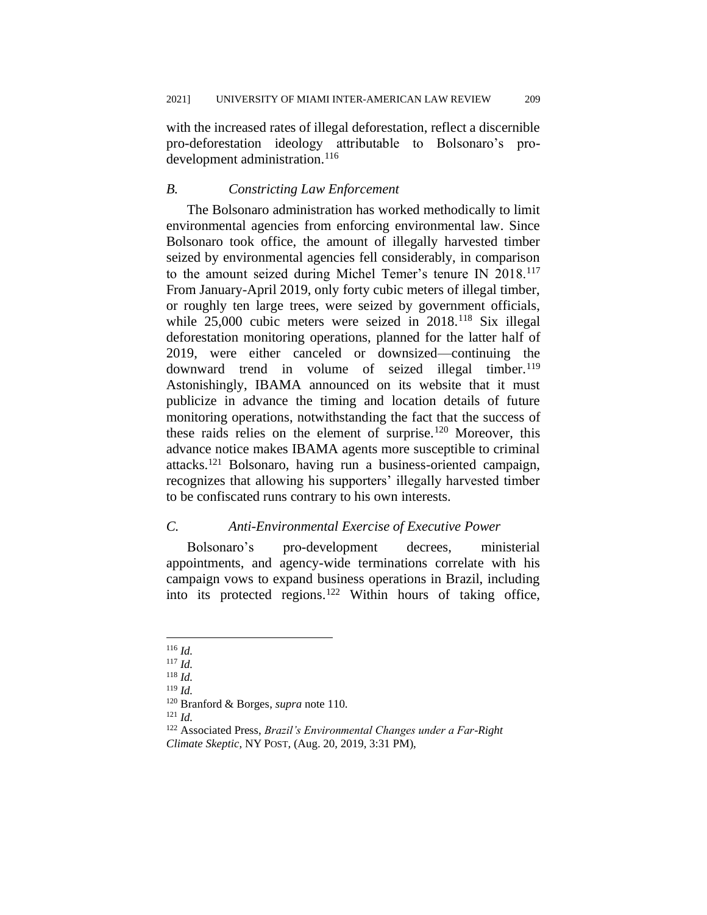with the increased rates of illegal deforestation, reflect a discernible pro-deforestation ideology attributable to Bolsonaro's pro-development administration.[116]

### *B. Constricting Law Enforcement*

The Bolsonaro administration has worked methodically to limit environmental agencies from enforcing environmental law. Since Bolsonaro took office, the amount of illegally harvested timber seized by environmental agencies fell considerably, in comparison to the amount seized during Michel Temer's tenure IN 2018.[117] From January-April 2019, only forty cubic meters of illegal timber, or roughly ten large trees, were seized by government officials, while 25,000 cubic meters were seized in 2018.[118] Six illegal deforestation monitoring operations, planned for the latter half of 2019, were either canceled or downsized—continuing the downward trend in volume of seized illegal timber.[119] Astonishingly, IBAMA announced on its website that it must publicize in advance the timing and location details of future monitoring operations, notwithstanding the fact that the success of these raids relies on the element of surprise.[120] Moreover, this advance notice makes IBAMA agents more susceptible to criminal attacks.[121] Bolsonaro, having run a business-oriented campaign, recognizes that allowing his supporters' illegally harvested timber to be confiscated runs contrary to his own interests.

### *C. Anti-Environmental Exercise of Executive Power*

Bolsonaro's pro-development decrees, ministerial appointments, and agency-wide terminations correlate with his campaign vows to expand business operations in Brazil, including into its protected regions.[122] Within hours of taking office,

---

[116] *Id.*

[117] *Id.*

[118] *Id.*

[119] *Id.*

[120] Branford & Borges, *supra* note 110.

[121] *Id.*

[122] Associated Press, *Brazil's Environmental Changes under a Far-Right Climate Skeptic*, NY POST, (Aug. 20, 2019, 3:31 PM),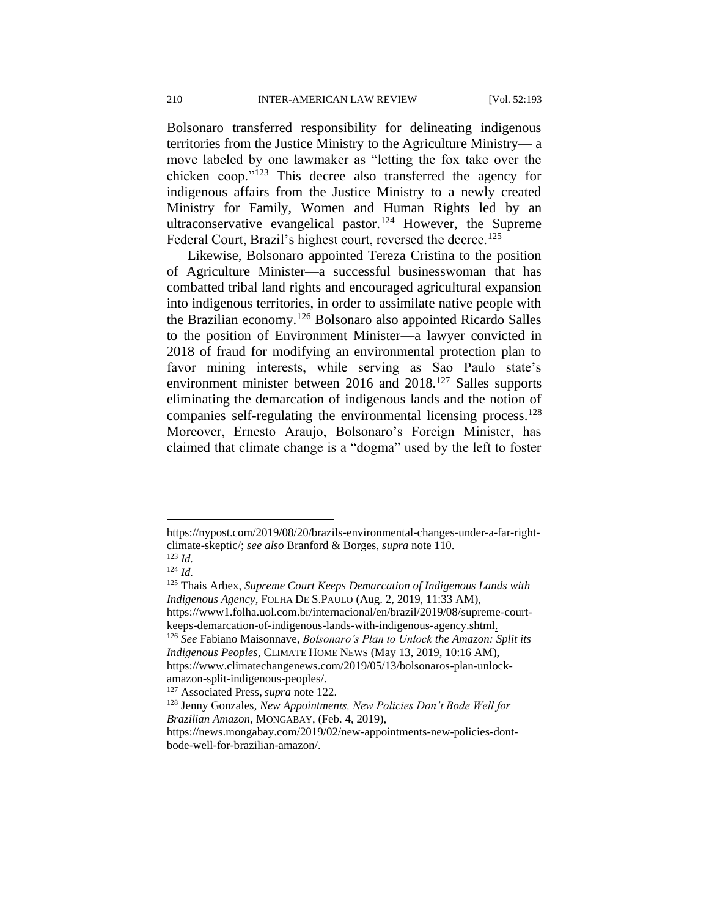Bolsonaro transferred responsibility for delineating indigenous territories from the Justice Ministry to the Agriculture Ministry— a move labeled by one lawmaker as "letting the fox take over the chicken coop."[123] This decree also transferred the agency for indigenous affairs from the Justice Ministry to a newly created Ministry for Family, Women and Human Rights led by an ultraconservative evangelical pastor.[124] However, the Supreme Federal Court, Brazil's highest court, reversed the decree.[125]

Likewise, Bolsonaro appointed Tereza Cristina to the position of Agriculture Minister—a successful businesswoman that has combatted tribal land rights and encouraged agricultural expansion into indigenous territories, in order to assimilate native people with the Brazilian economy.[126] Bolsonaro also appointed Ricardo Salles to the position of Environment Minister—a lawyer convicted in 2018 of fraud for modifying an environmental protection plan to favor mining interests, while serving as Sao Paulo state's environment minister between 2016 and 2018.[127] Salles supports eliminating the demarcation of indigenous lands and the notion of companies self-regulating the environmental licensing process.[128] Moreover, Ernesto Araujo, Bolsonaro's Foreign Minister, has claimed that climate change is a "dogma" used by the left to foster

---

https://nypost.com/2019/08/20/brazils-environmental-changes-under-a-far-right-climate-skeptic/; *see also* Branford & Borges, *supra* note 110.

[123] *Id.*

[124] *Id.*

[125] Thais Arbex, *Supreme Court Keeps Demarcation of Indigenous Lands with Indigenous Agency*, FOLHA DE S.PAULO (Aug. 2, 2019, 11:33 AM), https://www1.folha.uol.com.br/internacional/en/brazil/2019/08/supreme-court-keeps-demarcation-of-indigenous-lands-with-indigenous-agency.shtml.

[126] *See* Fabiano Maisonnave, *Bolsonaro's Plan to Unlock the Amazon: Split its Indigenous Peoples*, CLIMATE HOME NEWS (May 13, 2019, 10:16 AM), https://www.climatechangenews.com/2019/05/13/bolsonaros-plan-unlock-amazon-split-indigenous-peoples/.

[127] Associated Press, *supra* note 122.

[128] Jenny Gonzales, *New Appointments, New Policies Don't Bode Well for Brazilian Amazon*, MONGABAY, (Feb. 4, 2019), https://news.mongabay.com/2019/02/new-appointments-new-policies-dont-bode-well-for-brazilian-amazon/.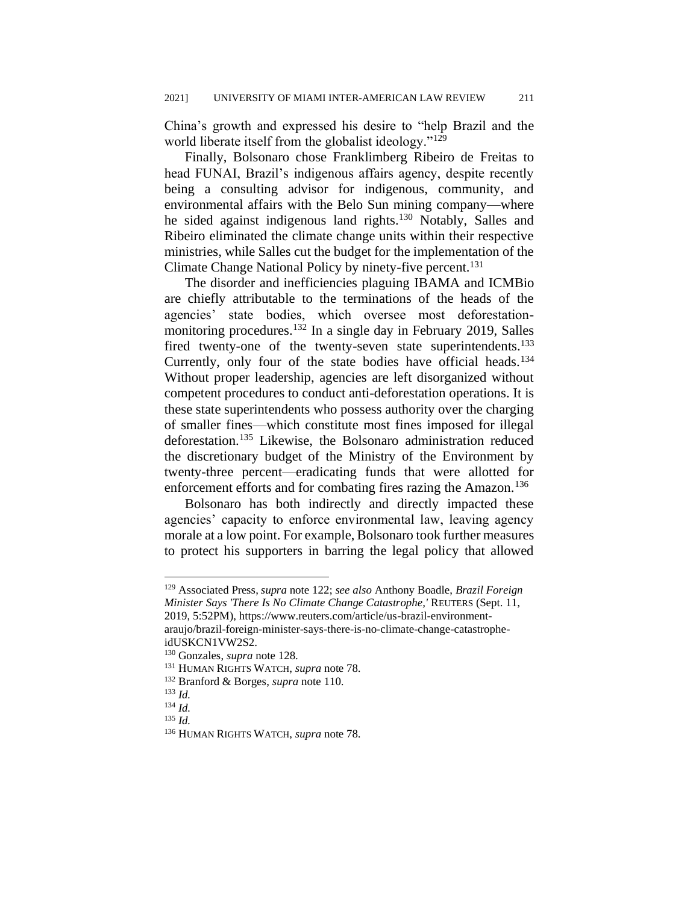China's growth and expressed his desire to "help Brazil and the world liberate itself from the globalist ideology."[129]

Finally, Bolsonaro chose Franklimberg Ribeiro de Freitas to head FUNAI, Brazil's indigenous affairs agency, despite recently being a consulting advisor for indigenous, community, and environmental affairs with the Belo Sun mining company—where he sided against indigenous land rights.[130] Notably, Salles and Ribeiro eliminated the climate change units within their respective ministries, while Salles cut the budget for the implementation of the Climate Change National Policy by ninety-five percent.[131]

The disorder and inefficiencies plaguing IBAMA and ICMBio are chiefly attributable to the terminations of the heads of the agencies' state bodies, which oversee most deforestation-monitoring procedures.[132] In a single day in February 2019, Salles fired twenty-one of the twenty-seven state superintendents.[133] Currently, only four of the state bodies have official heads.[134] Without proper leadership, agencies are left disorganized without competent procedures to conduct anti-deforestation operations. It is these state superintendents who possess authority over the charging of smaller fines—which constitute most fines imposed for illegal deforestation.[135] Likewise, the Bolsonaro administration reduced the discretionary budget of the Ministry of the Environment by twenty-three percent—eradicating funds that were allotted for enforcement efforts and for combating fires razing the Amazon.[136]

Bolsonaro has both indirectly and directly impacted these agencies' capacity to enforce environmental law, leaving agency morale at a low point. For example, Bolsonaro took further measures to protect his supporters in barring the legal policy that allowed

---

[129] Associated Press, *supra* note 122; *see also* Anthony Boadle, *Brazil Foreign Minister Says 'There Is No Climate Change Catastrophe,'* REUTERS (Sept. 11, 2019, 5:52PM), https://www.reuters.com/article/us-brazil-environment-araujo/brazil-foreign-minister-says-there-is-no-climate-change-catastrophe-idUSKCN1VW2S2.

[130] Gonzales, *supra* note 128.

[131] HUMAN RIGHTS WATCH, *supra* note 78.

[132] Branford & Borges, *supra* note 110.

[133] *Id.*

[134] *Id.*

[135] *Id.*

[136] HUMAN RIGHTS WATCH, *supra* note 78.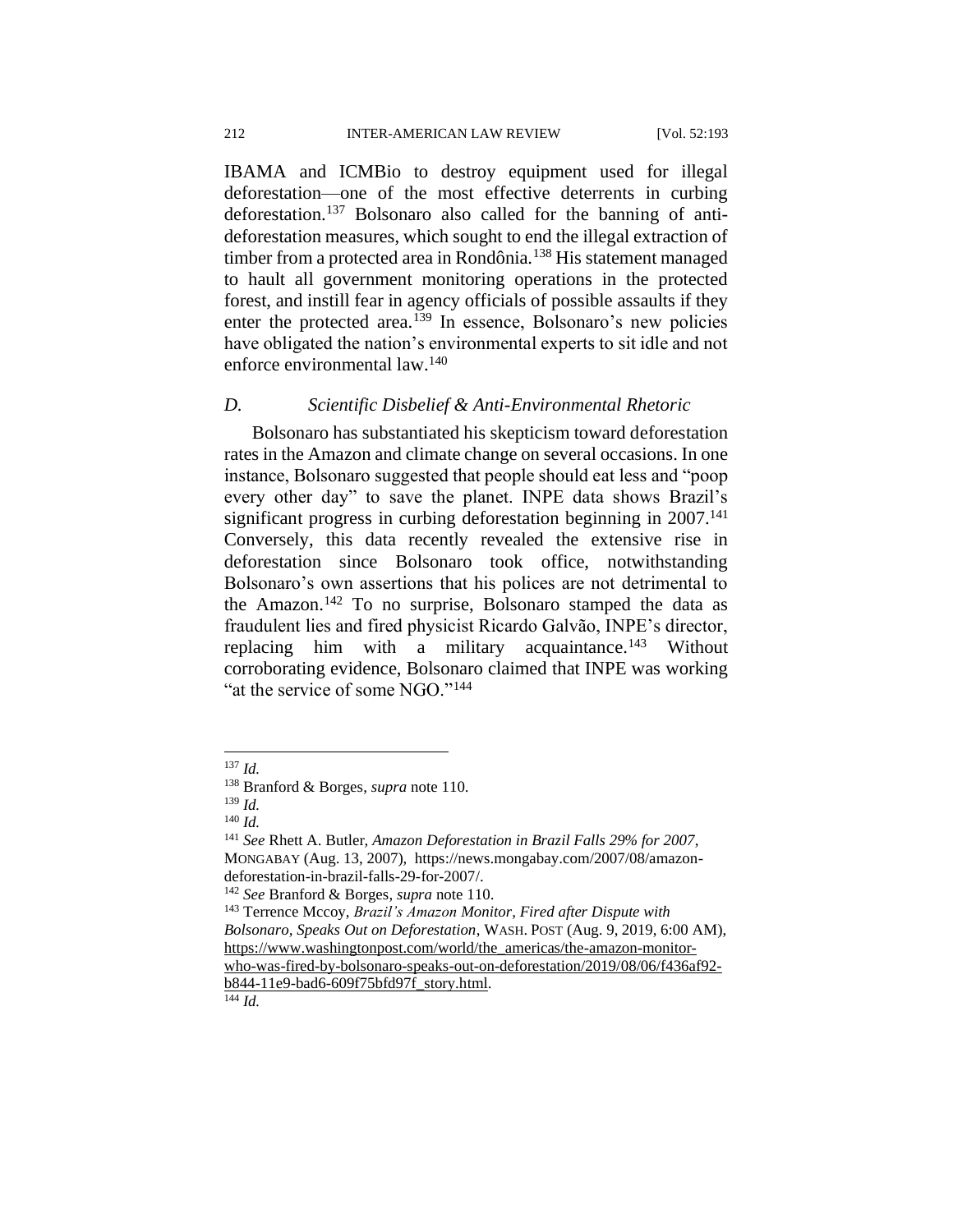IBAMA and ICMBio to destroy equipment used for illegal deforestation—one of the most effective deterrents in curbing deforestation.[137] Bolsonaro also called for the banning of anti-deforestation measures, which sought to end the illegal extraction of timber from a protected area in Rondônia.[138] His statement managed to hault all government monitoring operations in the protected forest, and instill fear in agency officials of possible assaults if they enter the protected area.[139] In essence, Bolsonaro's new policies have obligated the nation's environmental experts to sit idle and not enforce environmental law.[140]

### D. *Scientific Disbelief & Anti-Environmental Rhetoric*

Bolsonaro has substantiated his skepticism toward deforestation rates in the Amazon and climate change on several occasions. In one instance, Bolsonaro suggested that people should eat less and "poop every other day" to save the planet. INPE data shows Brazil's significant progress in curbing deforestation beginning in 2007.[141] Conversely, this data recently revealed the extensive rise in deforestation since Bolsonaro took office, notwithstanding Bolsonaro's own assertions that his polices are not detrimental to the Amazon.[142] To no surprise, Bolsonaro stamped the data as fraudulent lies and fired physicist Ricardo Galvão, INPE's director, replacing him with a military acquaintance.[143] Without corroborating evidence, Bolsonaro claimed that INPE was working "at the service of some NGO."[144]

---

[137] *Id.*

[138] Branford & Borges, *supra* note 110.

[139] *Id.*

[140] *Id.*

[141] *See* Rhett A. Butler, *Amazon Deforestation in Brazil Falls 29% for 2007*, MONGABAY (Aug. 13, 2007), https://news.mongabay.com/2007/08/amazon-deforestation-in-brazil-falls-29-for-2007/.

[142] *See* Branford & Borges, *supra* note 110.

[143] Terrence Mccoy, *Brazil's Amazon Monitor, Fired after Dispute with Bolsonaro, Speaks Out on Deforestation*, WASH. POST (Aug. 9, 2019, 6:00 AM), https://www.washingtonpost.com/world/the_americas/the-amazon-monitor-who-was-fired-by-bolsonaro-speaks-out-on-deforestation/2019/08/06/f436af92-b844-11e9-bad6-609f75bfd97f_story.html.

[144] *Id.*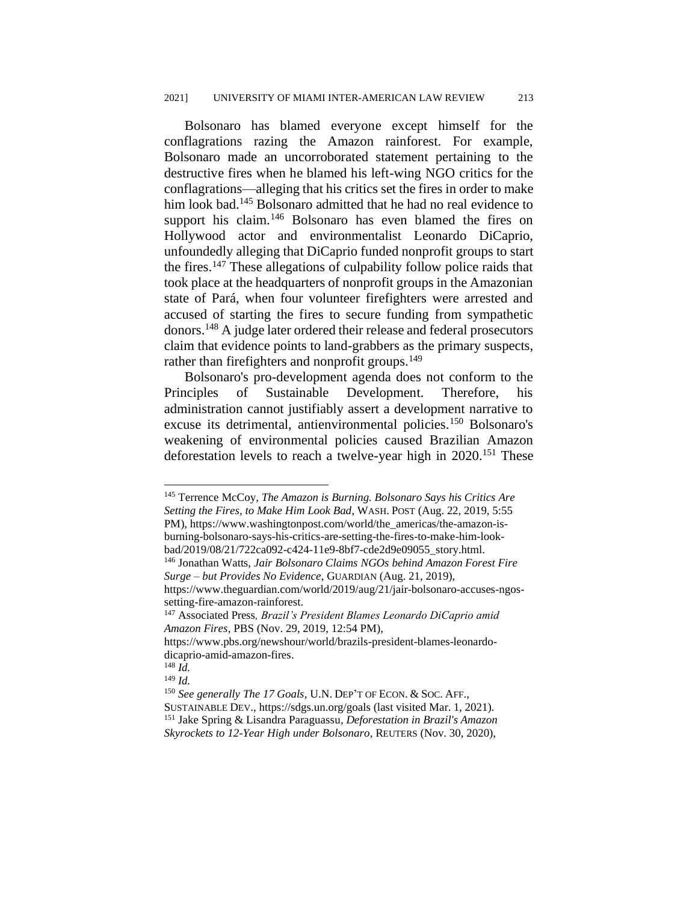Bolsonaro has blamed everyone except himself for the conflagrations razing the Amazon rainforest. For example, Bolsonaro made an uncorroborated statement pertaining to the destructive fires when he blamed his left-wing NGO critics for the conflagrations—alleging that his critics set the fires in order to make him look bad.[145] Bolsonaro admitted that he had no real evidence to support his claim.[146] Bolsonaro has even blamed the fires on Hollywood actor and environmentalist Leonardo DiCaprio, unfoundedly alleging that DiCaprio funded nonprofit groups to start the fires.[147] These allegations of culpability follow police raids that took place at the headquarters of nonprofit groups in the Amazonian state of Pará, when four volunteer firefighters were arrested and accused of starting the fires to secure funding from sympathetic donors.[148] A judge later ordered their release and federal prosecutors claim that evidence points to land-grabbers as the primary suspects, rather than firefighters and nonprofit groups.[149]

Bolsonaro's pro-development agenda does not conform to the Principles of Sustainable Development. Therefore, his administration cannot justifiably assert a development narrative to excuse its detrimental, antienvironmental policies.[150] Bolsonaro's weakening of environmental policies caused Brazilian Amazon deforestation levels to reach a twelve-year high in 2020.[151] These

---

[145] Terrence McCoy, *The Amazon is Burning. Bolsonaro Says his Critics Are Setting the Fires, to Make Him Look Bad*, WASH. POST (Aug. 22, 2019, 5:55 PM), https://www.washingtonpost.com/world/the_americas/the-amazon-is-burning-bolsonaro-says-his-critics-are-setting-the-fires-to-make-him-look-bad/2019/08/21/722ca092-c424-11e9-8bf7-cde2d9e09055_story.html.

[146] Jonathan Watts, *Jair Bolsonaro Claims NGOs behind Amazon Forest Fire Surge – but Provides No Evidence*, GUARDIAN (Aug. 21, 2019), https://www.theguardian.com/world/2019/aug/21/jair-bolsonaro-accuses-ngos-setting-fire-amazon-rainforest.

[147] Associated Press*, Brazil's President Blames Leonardo DiCaprio amid Amazon Fires*, PBS (Nov. 29, 2019, 12:54 PM), https://www.pbs.org/newshour/world/brazils-president-blames-leonardo-dicaprio-amid-amazon-fires.

[148] *Id.*

[149] *Id.*

[150] *See generally The 17 Goals*, U.N. DEP'T OF ECON. & SOC. AFF., SUSTAINABLE DEV., https://sdgs.un.org/goals (last visited Mar. 1, 2021).

[151] Jake Spring & Lisandra Paraguassu, *Deforestation in Brazil's Amazon Skyrockets to 12-Year High under Bolsonaro*, REUTERS (Nov. 30, 2020),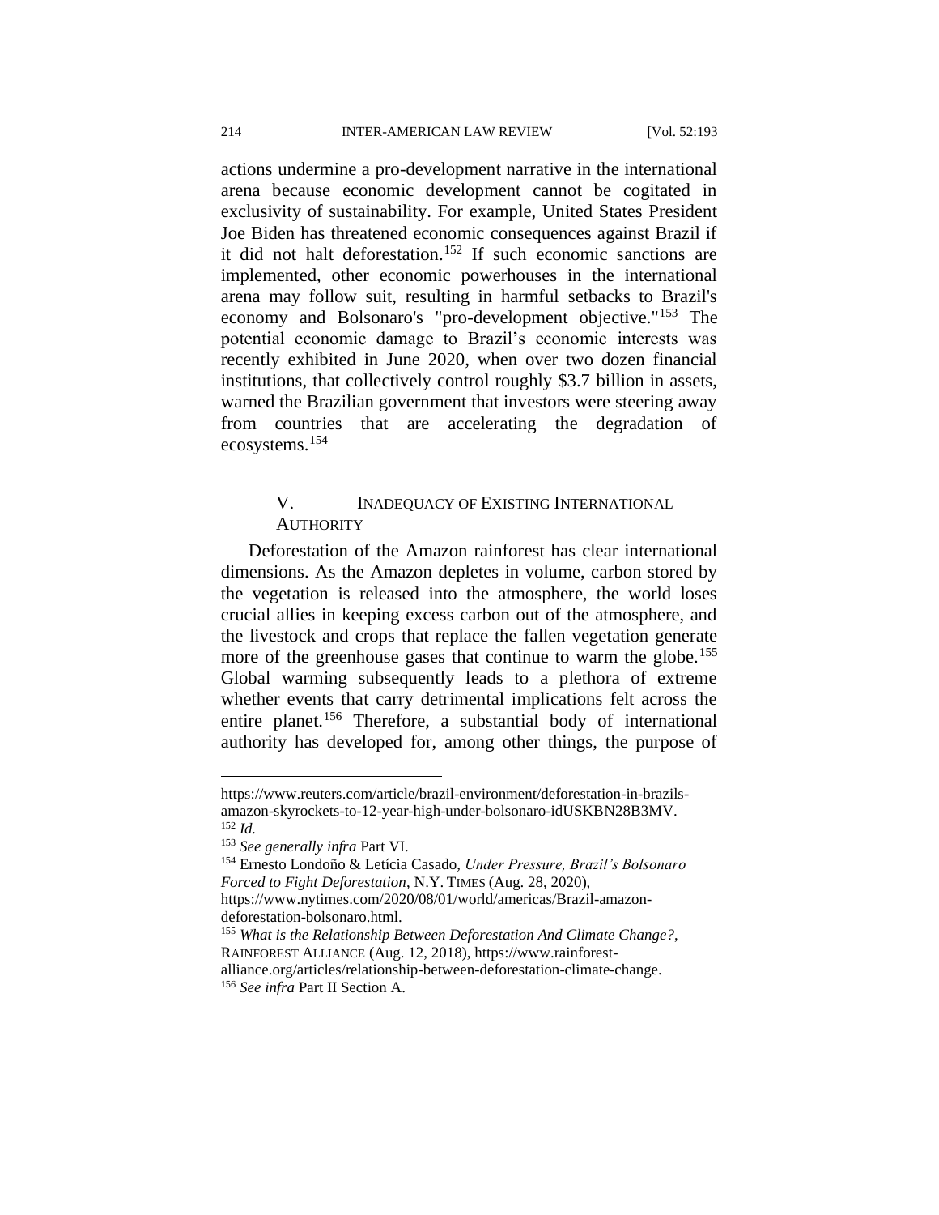actions undermine a pro-development narrative in the international arena because economic development cannot be cogitated in exclusivity of sustainability. For example, United States President Joe Biden has threatened economic consequences against Brazil if it did not halt deforestation.[152] If such economic sanctions are implemented, other economic powerhouses in the international arena may follow suit, resulting in harmful setbacks to Brazil's economy and Bolsonaro's "pro-development objective."[153] The potential economic damage to Brazil's economic interests was recently exhibited in June 2020, when over two dozen financial institutions, that collectively control roughly $3.7 billion in assets, warned the Brazilian government that investors were steering away from countries that are accelerating the degradation of ecosystems.[154]

## V. INADEQUACY OF EXISTING INTERNATIONAL AUTHORITY

Deforestation of the Amazon rainforest has clear international dimensions. As the Amazon depletes in volume, carbon stored by the vegetation is released into the atmosphere, the world loses crucial allies in keeping excess carbon out of the atmosphere, and the livestock and crops that replace the fallen vegetation generate more of the greenhouse gases that continue to warm the globe.[155] Global warming subsequently leads to a plethora of extreme whether events that carry detrimental implications felt across the entire planet.[156] Therefore, a substantial body of international authority has developed for, among other things, the purpose of

---

https://www.reuters.com/article/brazil-environment/deforestation-in-brazils-amazon-skyrockets-to-12-year-high-under-bolsonaro-idUSKBN28B3MV.

[152] *Id.*

[153] *See generally infra* Part VI.

[154] Ernesto Londoño & Letícia Casado, *Under Pressure, Brazil's Bolsonaro Forced to Fight Deforestation*, N.Y. TIMES (Aug. 28, 2020), https://www.nytimes.com/2020/08/01/world/americas/Brazil-amazon-deforestation-bolsonaro.html.

[155] *What is the Relationship Between Deforestation And Climate Change?*, RAINFOREST ALLIANCE (Aug. 12, 2018), https://www.rainforest-alliance.org/articles/relationship-between-deforestation-climate-change.

[156] *See infra* Part II Section A.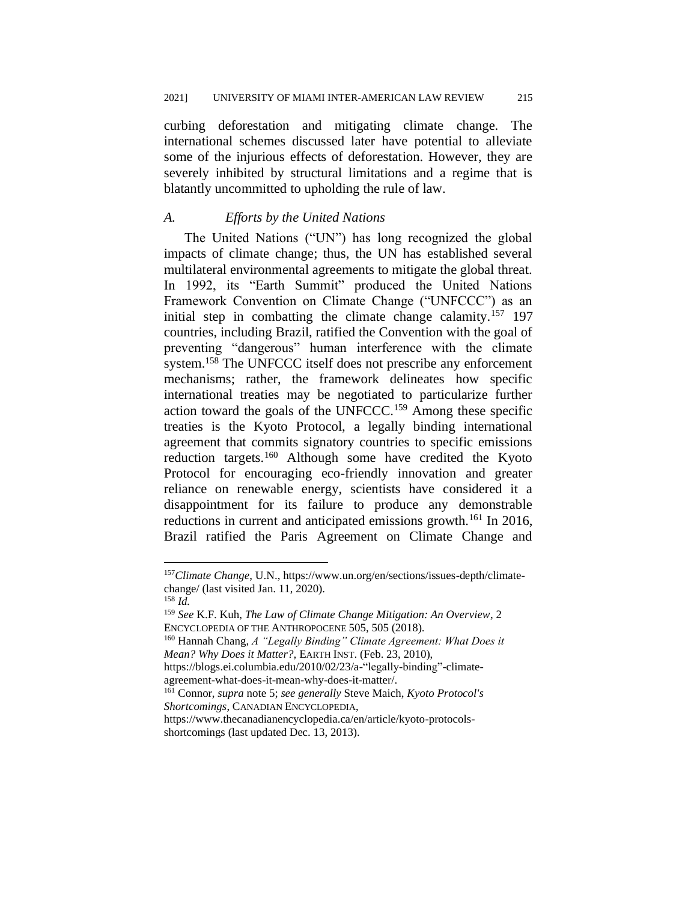curbing deforestation and mitigating climate change. The international schemes discussed later have potential to alleviate some of the injurious effects of deforestation. However, they are severely inhibited by structural limitations and a regime that is blatantly uncommitted to upholding the rule of law.

### *A. Efforts by the United Nations*

The United Nations ("UN") has long recognized the global impacts of climate change; thus, the UN has established several multilateral environmental agreements to mitigate the global threat. In 1992, its "Earth Summit" produced the United Nations Framework Convention on Climate Change ("UNFCCC") as an initial step in combatting the climate change calamity.[157] 197 countries, including Brazil, ratified the Convention with the goal of preventing "dangerous" human interference with the climate system.[158] The UNFCCC itself does not prescribe any enforcement mechanisms; rather, the framework delineates how specific international treaties may be negotiated to particularize further action toward the goals of the UNFCCC.[159] Among these specific treaties is the Kyoto Protocol, a legally binding international agreement that commits signatory countries to specific emissions reduction targets.[160] Although some have credited the Kyoto Protocol for encouraging eco-friendly innovation and greater reliance on renewable energy, scientists have considered it a disappointment for its failure to produce any demonstrable reductions in current and anticipated emissions growth.[161] In 2016, Brazil ratified the Paris Agreement on Climate Change and

---

[157] *Climate Change*, U.N., https://www.un.org/en/sections/issues-depth/climate-change/ (last visited Jan. 11, 2020).

[158] *Id.*

[159] *See* K.F. Kuh, *The Law of Climate Change Mitigation: An Overview*, 2 ENCYCLOPEDIA OF THE ANTHROPOCENE 505, 505 (2018).

[160] Hannah Chang, *A "Legally Binding" Climate Agreement: What Does it Mean? Why Does it Matter?*, EARTH INST. (Feb. 23, 2010), https://blogs.ei.columbia.edu/2010/02/23/a-"legally-binding"-climate-agreement-what-does-it-mean-why-does-it-matter/.

[161] Connor, *supra* note 5; *see generally* Steve Maich, *Kyoto Protocol's Shortcomings*, CANADIAN ENCYCLOPEDIA, https://www.thecanadianencyclopedia.ca/en/article/kyoto-protocols-shortcomings (last updated Dec. 13, 2013).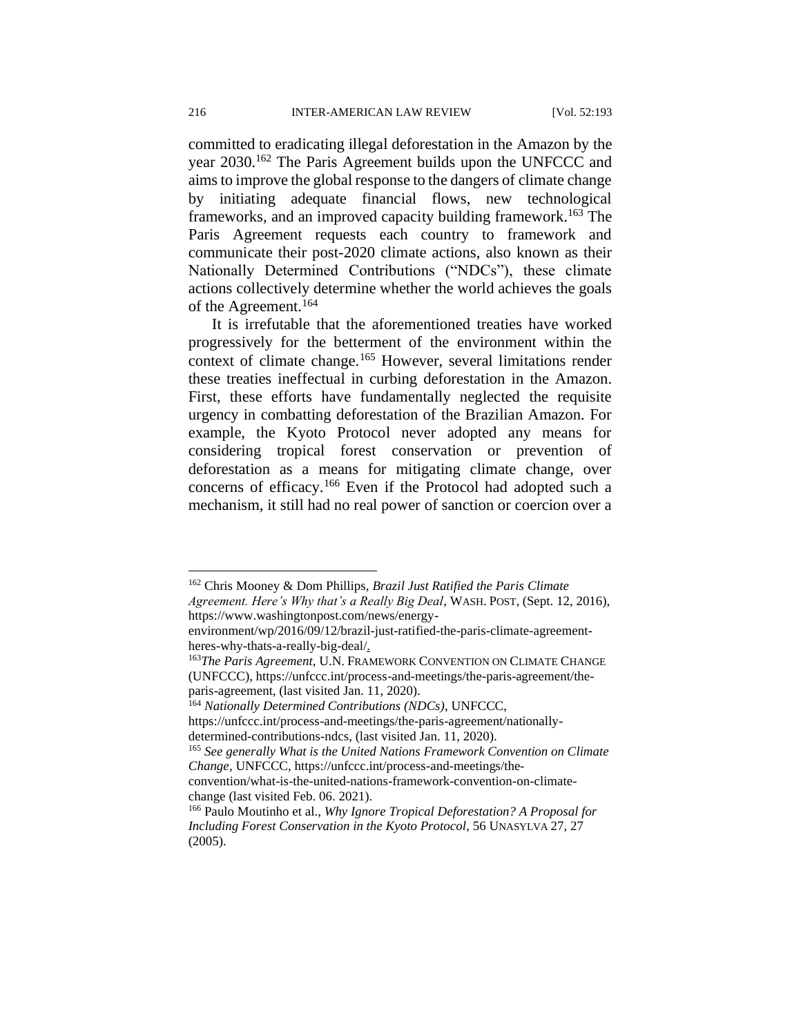committed to eradicating illegal deforestation in the Amazon by the year 2030.[162] The Paris Agreement builds upon the UNFCCC and aims to improve the global response to the dangers of climate change by initiating adequate financial flows, new technological frameworks, and an improved capacity building framework.[163] The Paris Agreement requests each country to framework and communicate their post-2020 climate actions, also known as their Nationally Determined Contributions ("NDCs"), these climate actions collectively determine whether the world achieves the goals of the Agreement.[164]

It is irrefutable that the aforementioned treaties have worked progressively for the betterment of the environment within the context of climate change.[165] However, several limitations render these treaties ineffectual in curbing deforestation in the Amazon. First, these efforts have fundamentally neglected the requisite urgency in combatting deforestation of the Brazilian Amazon. For example, the Kyoto Protocol never adopted any means for considering tropical forest conservation or prevention of deforestation as a means for mitigating climate change, over concerns of efficacy.[166] Even if the Protocol had adopted such a mechanism, it still had no real power of sanction or coercion over a

---

[162] Chris Mooney & Dom Phillips, *Brazil Just Ratified the Paris Climate Agreement. Here's Why that's a Really Big Deal*, WASH. POST, (Sept. 12, 2016), https://www.washingtonpost.com/news/energy-environment/wp/2016/09/12/brazil-just-ratified-the-paris-climate-agreement-heres-why-thats-a-really-big-deal/.

[163] *The Paris Agreement*, U.N. FRAMEWORK CONVENTION ON CLIMATE CHANGE (UNFCCC), https://unfccc.int/process-and-meetings/the-paris-agreement/the-paris-agreement, (last visited Jan. 11, 2020).

[164] *Nationally Determined Contributions (NDCs)*, UNFCCC, https://unfccc.int/process-and-meetings/the-paris-agreement/nationally-determined-contributions-ndcs, (last visited Jan. 11, 2020).

[165] *See generally What is the United Nations Framework Convention on Climate Change*, UNFCCC, https://unfccc.int/process-and-meetings/the-convention/what-is-the-united-nations-framework-convention-on-climate-change (last visited Feb. 06. 2021).

[166] Paulo Moutinho et al., *Why Ignore Tropical Deforestation? A Proposal for Including Forest Conservation in the Kyoto Protocol*, 56 UNASYLVA 27, 27 (2005).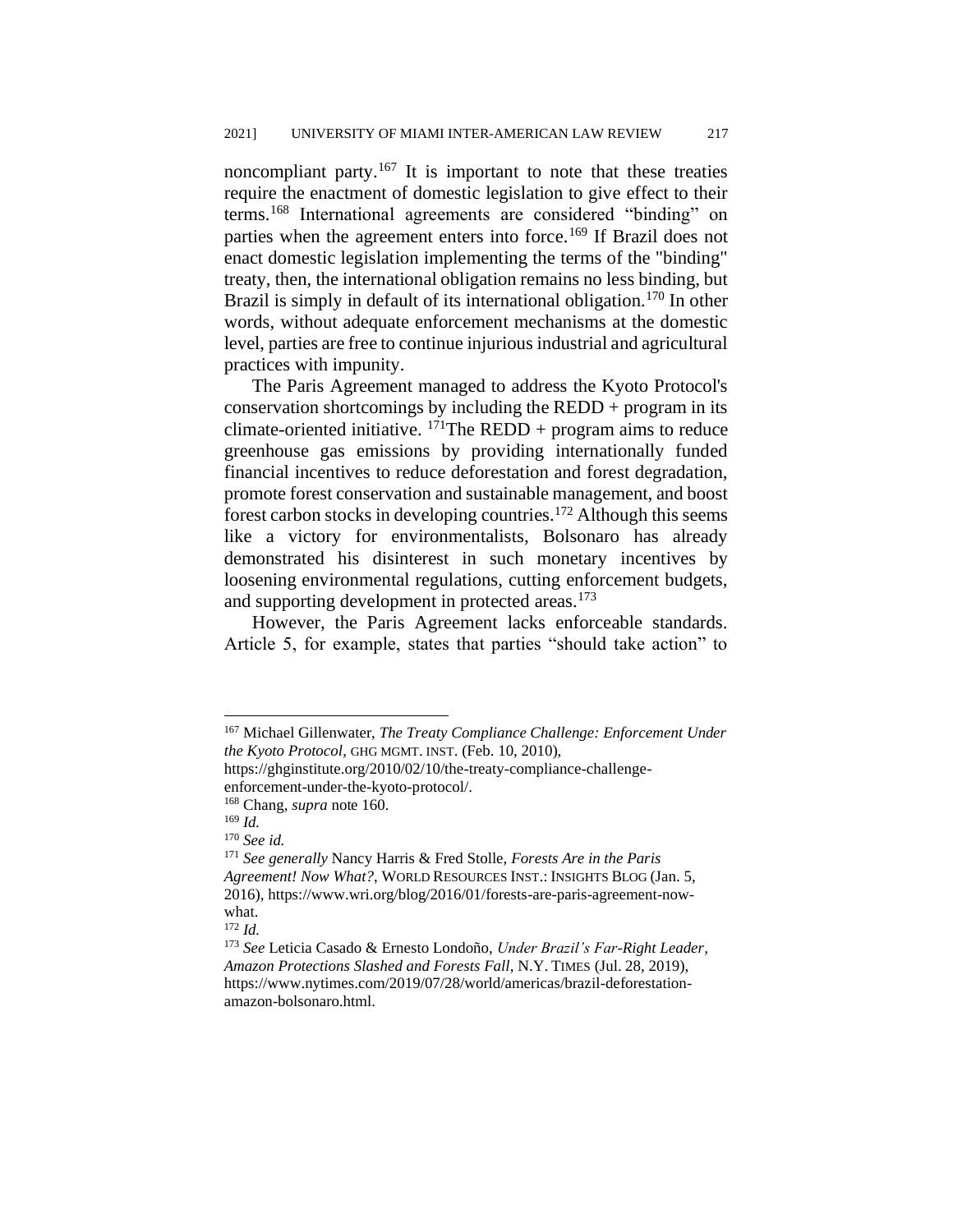noncompliant party.[167] It is important to note that these treaties require the enactment of domestic legislation to give effect to their terms.[168] International agreements are considered "binding" on parties when the agreement enters into force.[169] If Brazil does not enact domestic legislation implementing the terms of the "binding" treaty, then, the international obligation remains no less binding, but Brazil is simply in default of its international obligation.[170] In other words, without adequate enforcement mechanisms at the domestic level, parties are free to continue injurious industrial and agricultural practices with impunity.

The Paris Agreement managed to address the Kyoto Protocol's conservation shortcomings by including the REDD + program in its climate-oriented initiative. [171]The REDD + program aims to reduce greenhouse gas emissions by providing internationally funded financial incentives to reduce deforestation and forest degradation, promote forest conservation and sustainable management, and boost forest carbon stocks in developing countries.[172] Although this seems like a victory for environmentalists, Bolsonaro has already demonstrated his disinterest in such monetary incentives by loosening environmental regulations, cutting enforcement budgets, and supporting development in protected areas.[173]

However, the Paris Agreement lacks enforceable standards. Article 5, for example, states that parties "should take action" to

---

[167] Michael Gillenwater, *The Treaty Compliance Challenge: Enforcement Under the Kyoto Protocol*, GHG MGMT. INST. (Feb. 10, 2010), https://ghginstitute.org/2010/02/10/the-treaty-compliance-challenge-enforcement-under-the-kyoto-protocol/.

[168] Chang, *supra* note 160.

[169] *Id.*

[170] *See id.*

[171] *See generally* Nancy Harris & Fred Stolle, *Forests Are in the Paris Agreement! Now What?*, WORLD RESOURCES INST.: INSIGHTS BLOG (Jan. 5, 2016), https://www.wri.org/blog/2016/01/forests-are-paris-agreement-now-what.

[172] *Id.*

[173] *See* Leticia Casado & Ernesto Londoño, *Under Brazil's Far-Right Leader, Amazon Protections Slashed and Forests Fall*, N.Y. TIMES (Jul. 28, 2019), https://www.nytimes.com/2019/07/28/world/americas/brazil-deforestation-amazon-bolsonaro.html.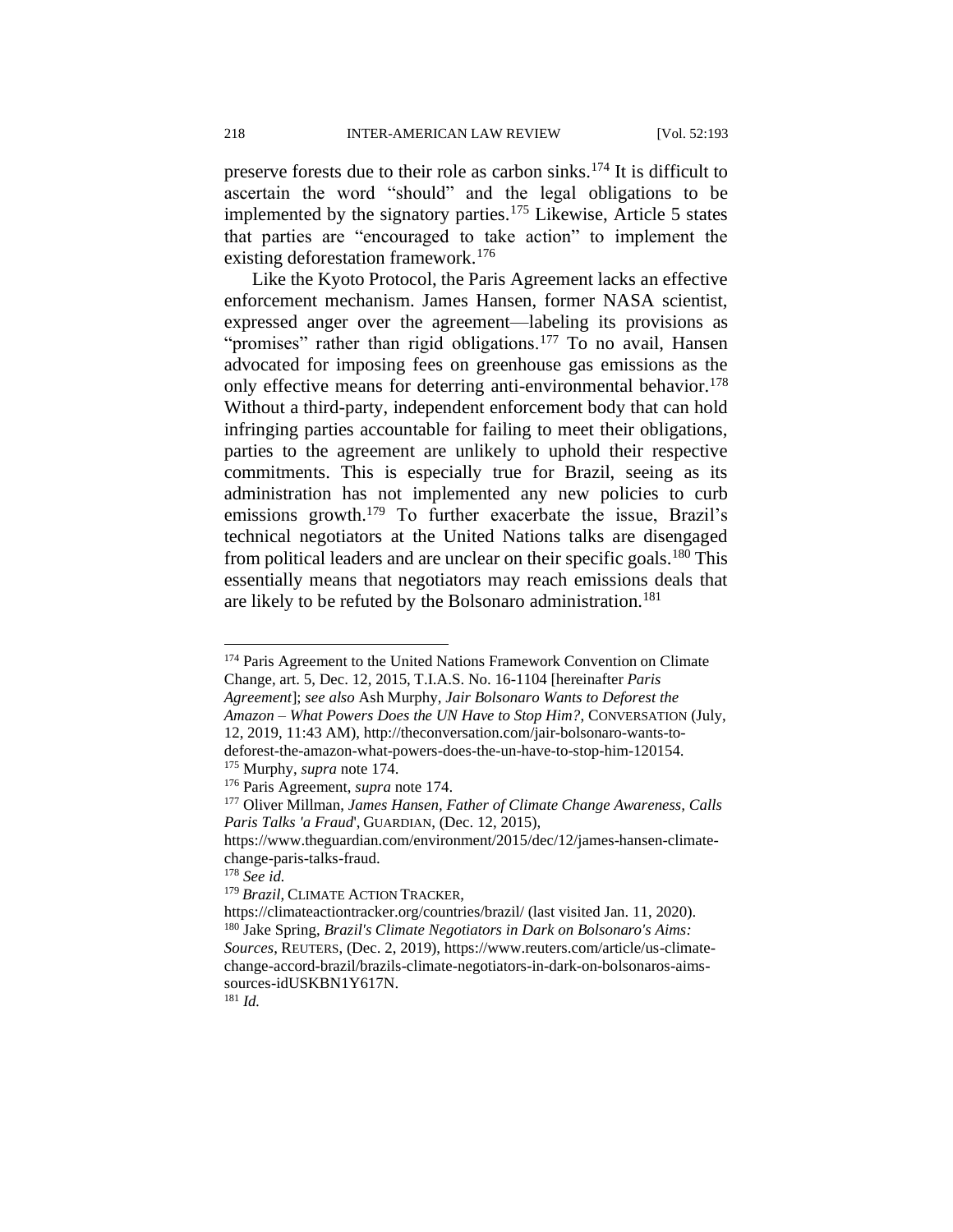preserve forests due to their role as carbon sinks.[174] It is difficult to ascertain the word "should" and the legal obligations to be implemented by the signatory parties.[175] Likewise, Article 5 states that parties are "encouraged to take action" to implement the existing deforestation framework.[176]

Like the Kyoto Protocol, the Paris Agreement lacks an effective enforcement mechanism. James Hansen, former NASA scientist, expressed anger over the agreement—labeling its provisions as "promises" rather than rigid obligations.[177] To no avail, Hansen advocated for imposing fees on greenhouse gas emissions as the only effective means for deterring anti-environmental behavior.[178] Without a third-party, independent enforcement body that can hold infringing parties accountable for failing to meet their obligations, parties to the agreement are unlikely to uphold their respective commitments. This is especially true for Brazil, seeing as its administration has not implemented any new policies to curb emissions growth.[179] To further exacerbate the issue, Brazil's technical negotiators at the United Nations talks are disengaged from political leaders and are unclear on their specific goals.[180] This essentially means that negotiators may reach emissions deals that are likely to be refuted by the Bolsonaro administration.[181]

---

[174] Paris Agreement to the United Nations Framework Convention on Climate Change, art. 5, Dec. 12, 2015, T.I.A.S. No. 16-1104 [hereinafter *Paris Agreement*]; *see also* Ash Murphy, *Jair Bolsonaro Wants to Deforest the Amazon – What Powers Does the UN Have to Stop Him?*, CONVERSATION (July, 12, 2019, 11:43 AM), http://theconversation.com/jair-bolsonaro-wants-to-deforest-the-amazon-what-powers-does-the-un-have-to-stop-him-120154.

[175] Murphy, *supra* note 174.

[176] Paris Agreement, *supra* note 174.

[177] Oliver Millman, *James Hansen, Father of Climate Change Awareness, Calls Paris Talks 'a Fraud'*, GUARDIAN, (Dec. 12, 2015), https://www.theguardian.com/environment/2015/dec/12/james-hansen-climate-change-paris-talks-fraud.

[178] *See id.*

[179] *Brazil*, CLIMATE ACTION TRACKER, https://climateactiontracker.org/countries/brazil/ (last visited Jan. 11, 2020).

[180] Jake Spring, *Brazil's Climate Negotiators in Dark on Bolsonaro's Aims: Sources*, REUTERS, (Dec. 2, 2019), https://www.reuters.com/article/us-climate-change-accord-brazil/brazils-climate-negotiators-in-dark-on-bolsonaros-aims-sources-idUSKBN1Y617N.

[181] *Id.*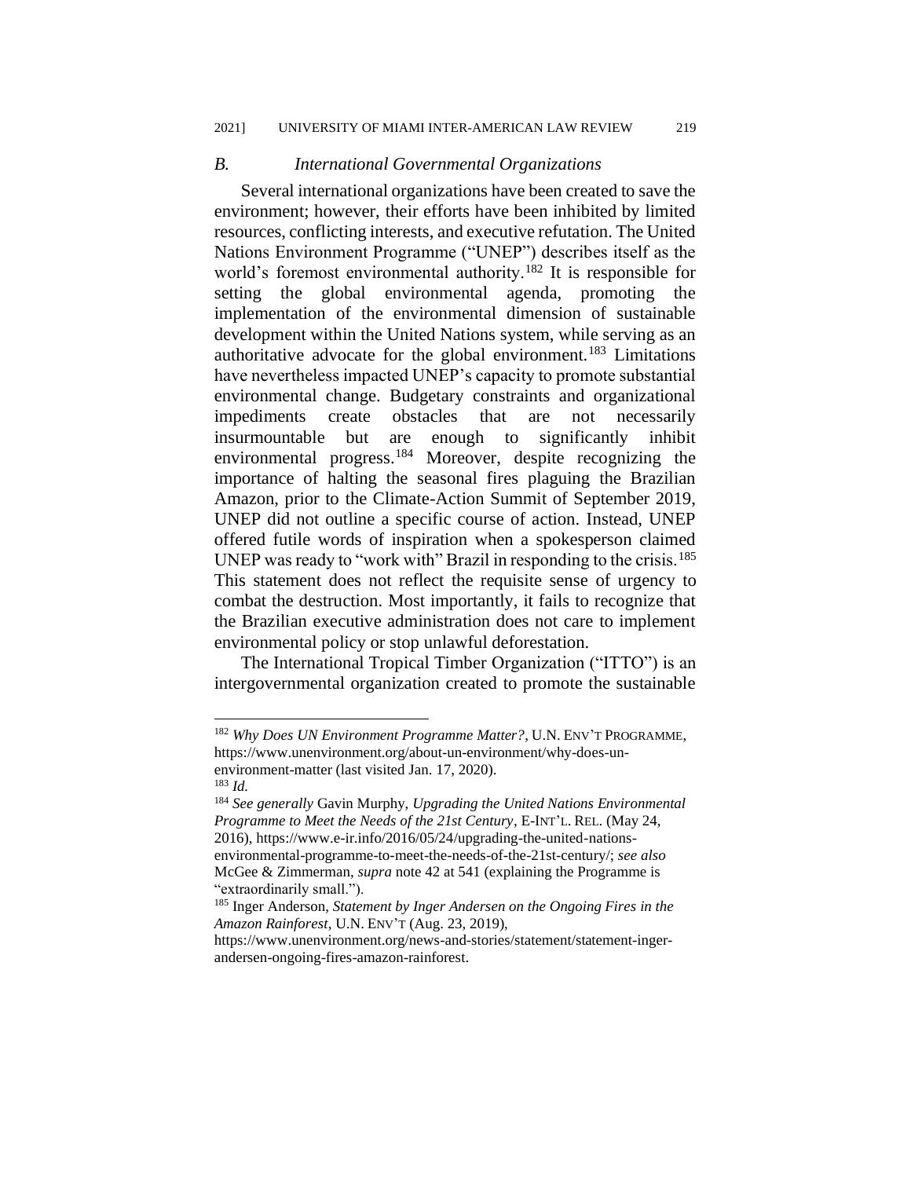### *B. International Governmental Organizations*

Several international organizations have been created to save the environment; however, their efforts have been inhibited by limited resources, conflicting interests, and executive refutation. The United Nations Environment Programme ("UNEP") describes itself as the world's foremost environmental authority.[182] It is responsible for setting the global environmental agenda, promoting the implementation of the environmental dimension of sustainable development within the United Nations system, while serving as an authoritative advocate for the global environment.[183] Limitations have nevertheless impacted UNEP's capacity to promote substantial environmental change. Budgetary constraints and organizational impediments create obstacles that are not necessarily insurmountable but are enough to significantly inhibit environmental progress.[184] Moreover, despite recognizing the importance of halting the seasonal fires plaguing the Brazilian Amazon, prior to the Climate-Action Summit of September 2019, UNEP did not outline a specific course of action. Instead, UNEP offered futile words of inspiration when a spokesperson claimed UNEP was ready to "work with" Brazil in responding to the crisis.[185] This statement does not reflect the requisite sense of urgency to combat the destruction. Most importantly, it fails to recognize that the Brazilian executive administration does not care to implement environmental policy or stop unlawful deforestation.

The International Tropical Timber Organization ("ITTO") is an intergovernmental organization created to promote the sustainable

---

[182] *Why Does UN Environment Programme Matter?*, U.N. ENV'T PROGRAMME, https://www.unenvironment.org/about-un-environment/why-does-un-environment-matter (last visited Jan. 17, 2020).

[183] *Id.*

[184] *See generally* Gavin Murphy, *Upgrading the United Nations Environmental Programme to Meet the Needs of the 21st Century*, E-INT'L. REL. (May 24, 2016), https://www.e-ir.info/2016/05/24/upgrading-the-united-nations-environmental-programme-to-meet-the-needs-of-the-21st-century/; *see also* McGee & Zimmerman, *supra* note 42 at 541 (explaining the Programme is "extraordinarily small.").

[185] Inger Anderson, *Statement by Inger Andersen on the Ongoing Fires in the Amazon Rainforest*, U.N. ENV'T (Aug. 23, 2019), https://www.unenvironment.org/news-and-stories/statement/statement-inger-andersen-ongoing-fires-amazon-rainforest.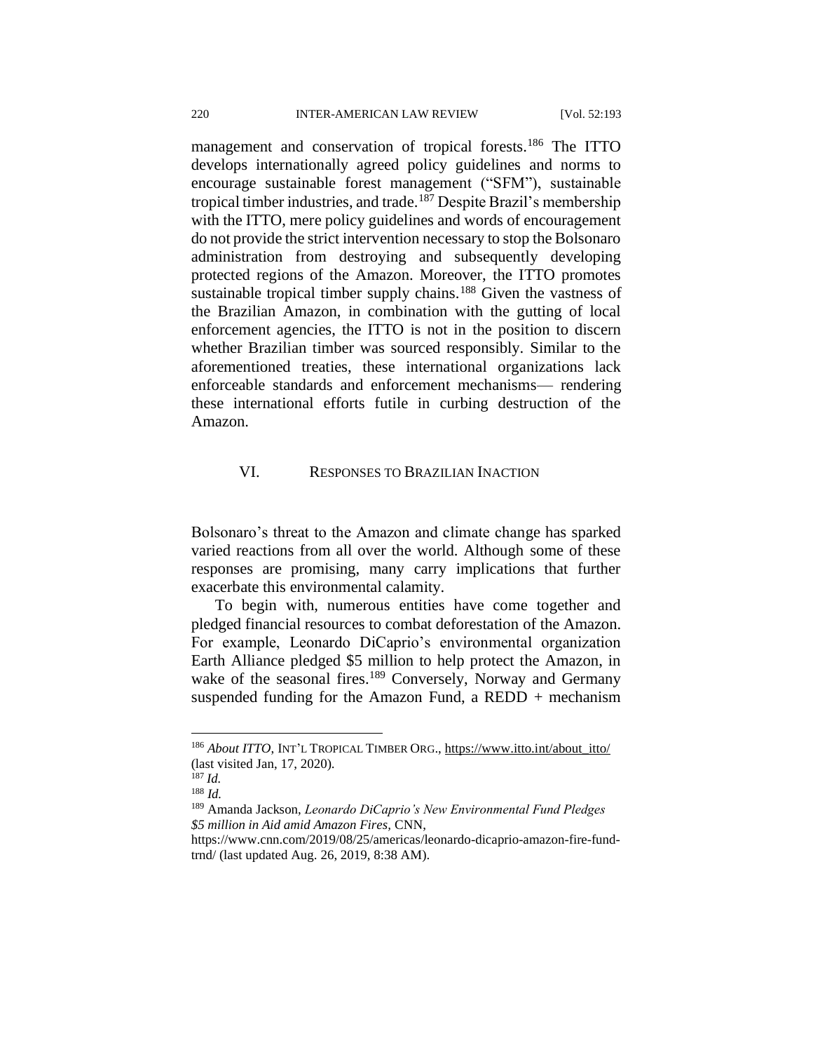management and conservation of tropical forests.[186] The ITTO develops internationally agreed policy guidelines and norms to encourage sustainable forest management ("SFM"), sustainable tropical timber industries, and trade.[187] Despite Brazil's membership with the ITTO, mere policy guidelines and words of encouragement do not provide the strict intervention necessary to stop the Bolsonaro administration from destroying and subsequently developing protected regions of the Amazon. Moreover, the ITTO promotes sustainable tropical timber supply chains.[188] Given the vastness of the Brazilian Amazon, in combination with the gutting of local enforcement agencies, the ITTO is not in the position to discern whether Brazilian timber was sourced responsibly. Similar to the aforementioned treaties, these international organizations lack enforceable standards and enforcement mechanisms— rendering these international efforts futile in curbing destruction of the Amazon.

## VI. RESPONSES TO BRAZILIAN INACTION

Bolsonaro's threat to the Amazon and climate change has sparked varied reactions from all over the world. Although some of these responses are promising, many carry implications that further exacerbate this environmental calamity.

To begin with, numerous entities have come together and pledged financial resources to combat deforestation of the Amazon. For example, Leonardo DiCaprio's environmental organization Earth Alliance pledged $5 million to help protect the Amazon, in wake of the seasonal fires.[189] Conversely, Norway and Germany suspended funding for the Amazon Fund, a REDD + mechanism

---

[186] *About ITTO*, INT'L TROPICAL TIMBER ORG., https://www.itto.int/about_itto/ (last visited Jan, 17, 2020).

[187] *Id.*

[188] *Id.*

[189] Amanda Jackson, *Leonardo DiCaprio's New Environmental Fund Pledges $5 million in Aid amid Amazon Fires*, CNN, https://www.cnn.com/2019/08/25/americas/leonardo-dicaprio-amazon-fire-fund-trnd/ (last updated Aug. 26, 2019, 8:38 AM).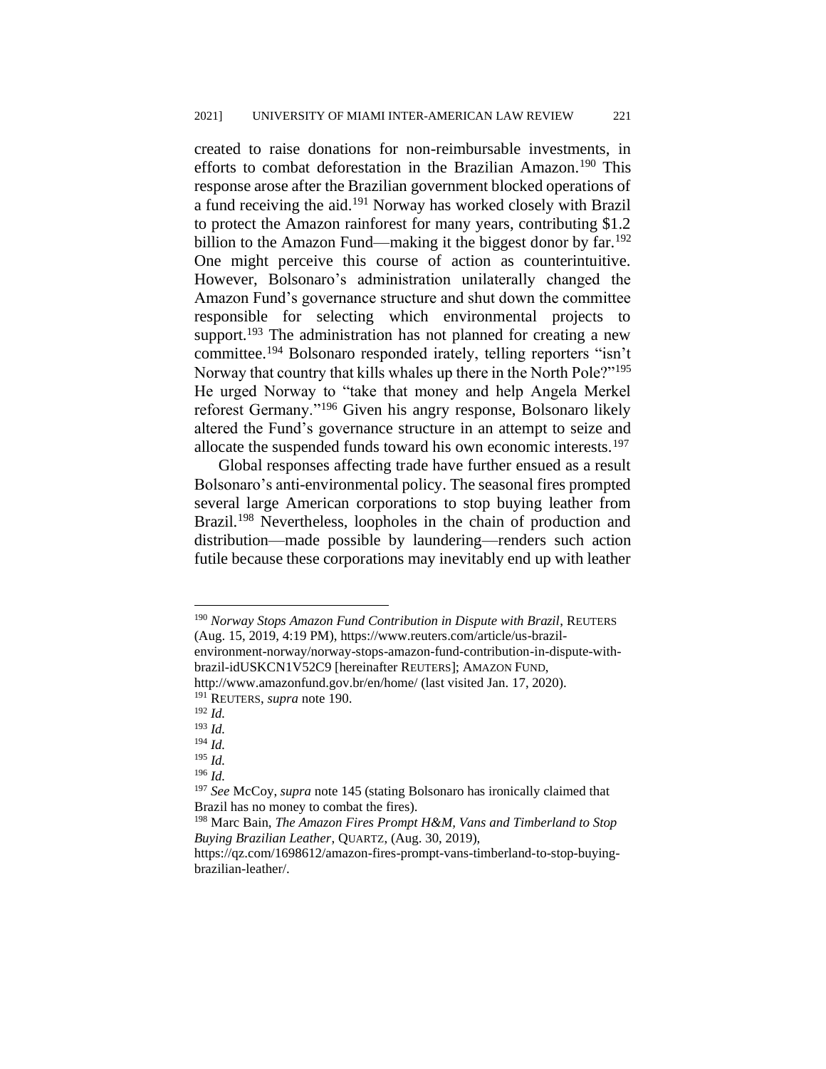created to raise donations for non-reimbursable investments, in efforts to combat deforestation in the Brazilian Amazon.[190] This response arose after the Brazilian government blocked operations of a fund receiving the aid.[191] Norway has worked closely with Brazil to protect the Amazon rainforest for many years, contributing $1.2 billion to the Amazon Fund—making it the biggest donor by far.[192] One might perceive this course of action as counterintuitive. However, Bolsonaro's administration unilaterally changed the Amazon Fund's governance structure and shut down the committee responsible for selecting which environmental projects to support.[193] The administration has not planned for creating a new committee.[194] Bolsonaro responded irately, telling reporters "isn't Norway that country that kills whales up there in the North Pole?"[195] He urged Norway to "take that money and help Angela Merkel reforest Germany."[196] Given his angry response, Bolsonaro likely altered the Fund's governance structure in an attempt to seize and allocate the suspended funds toward his own economic interests.[197]

Global responses affecting trade have further ensued as a result Bolsonaro's anti-environmental policy. The seasonal fires prompted several large American corporations to stop buying leather from Brazil.[198] Nevertheless, loopholes in the chain of production and distribution—made possible by laundering—renders such action futile because these corporations may inevitably end up with leather

---

[190] *Norway Stops Amazon Fund Contribution in Dispute with Brazil*, REUTERS (Aug. 15, 2019, 4:19 PM), https://www.reuters.com/article/us-brazil-environment-norway/norway-stops-amazon-fund-contribution-in-dispute-with-brazil-idUSKCN1V52C9 [hereinafter REUTERS]; AMAZON FUND, http://www.amazonfund.gov.br/en/home/ (last visited Jan. 17, 2020).

[191] REUTERS, *supra* note 190.

[192] *Id.*

[193] *Id.*

[194] *Id.*

[195] *Id.*

[196] *Id.*

[197] *See* McCoy, *supra* note 145 (stating Bolsonaro has ironically claimed that Brazil has no money to combat the fires).

[198] Marc Bain, *The Amazon Fires Prompt H&M, Vans and Timberland to Stop Buying Brazilian Leather*, QUARTZ, (Aug. 30, 2019), https://qz.com/1698612/amazon-fires-prompt-vans-timberland-to-stop-buying-brazilian-leather/.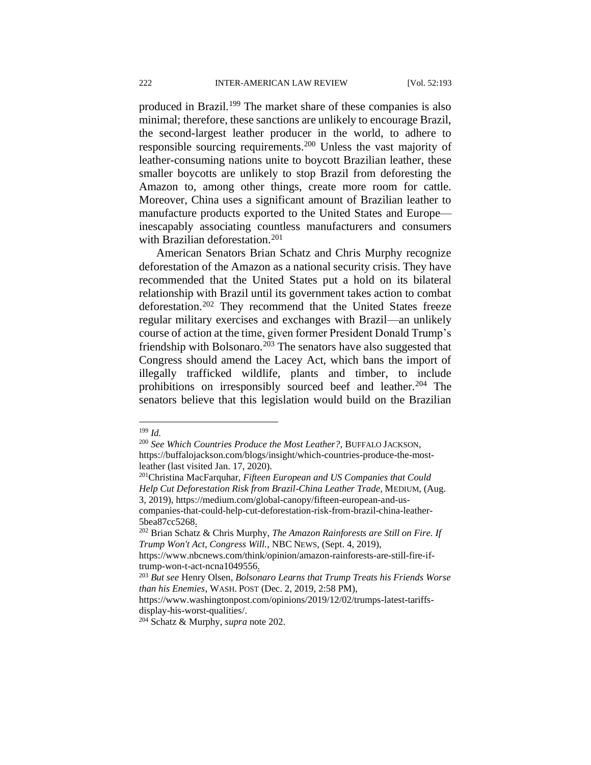produced in Brazil.[199] The market share of these companies is also minimal; therefore, these sanctions are unlikely to encourage Brazil, the second-largest leather producer in the world, to adhere to responsible sourcing requirements.[200] Unless the vast majority of leather-consuming nations unite to boycott Brazilian leather, these smaller boycotts are unlikely to stop Brazil from deforesting the Amazon to, among other things, create more room for cattle. Moreover, China uses a significant amount of Brazilian leather to manufacture products exported to the United States and Europe—inescapably associating countless manufacturers and consumers with Brazilian deforestation.[201]

American Senators Brian Schatz and Chris Murphy recognize deforestation of the Amazon as a national security crisis. They have recommended that the United States put a hold on its bilateral relationship with Brazil until its government takes action to combat deforestation.[202] They recommend that the United States freeze regular military exercises and exchanges with Brazil—an unlikely course of action at the time, given former President Donald Trump's friendship with Bolsonaro.[203] The senators have also suggested that Congress should amend the Lacey Act, which bans the import of illegally trafficked wildlife, plants and timber, to include prohibitions on irresponsibly sourced beef and leather.[204] The senators believe that this legislation would build on the Brazilian

---

[199] *Id.*

[200] *See Which Countries Produce the Most Leather?*, BUFFALO JACKSON, https://buffalojackson.com/blogs/insight/which-countries-produce-the-most-leather (last visited Jan. 17, 2020).

[201] Christina MacFarquhar, *Fifteen European and US Companies that Could Help Cut Deforestation Risk from Brazil-China Leather Trade*, MEDIUM, (Aug. 3, 2019), https://medium.com/global-canopy/fifteen-european-and-us-companies-that-could-help-cut-deforestation-risk-from-brazil-china-leather-5bea87cc5268.

[202] Brian Schatz & Chris Murphy, *The Amazon Rainforests are Still on Fire. If Trump Won't Act, Congress Will.*, NBC NEWS, (Sept. 4, 2019), https://www.nbcnews.com/think/opinion/amazon-rainforests-are-still-fire-if-trump-won-t-act-ncna1049556.

[203] *But see* Henry Olsen, *Bolsonaro Learns that Trump Treats his Friends Worse than his Enemies*, WASH. POST (Dec. 2, 2019, 2:58 PM), https://www.washingtonpost.com/opinions/2019/12/02/trumps-latest-tariffs-display-his-worst-qualities/.

[204] Schatz & Murphy, *supra* note 202.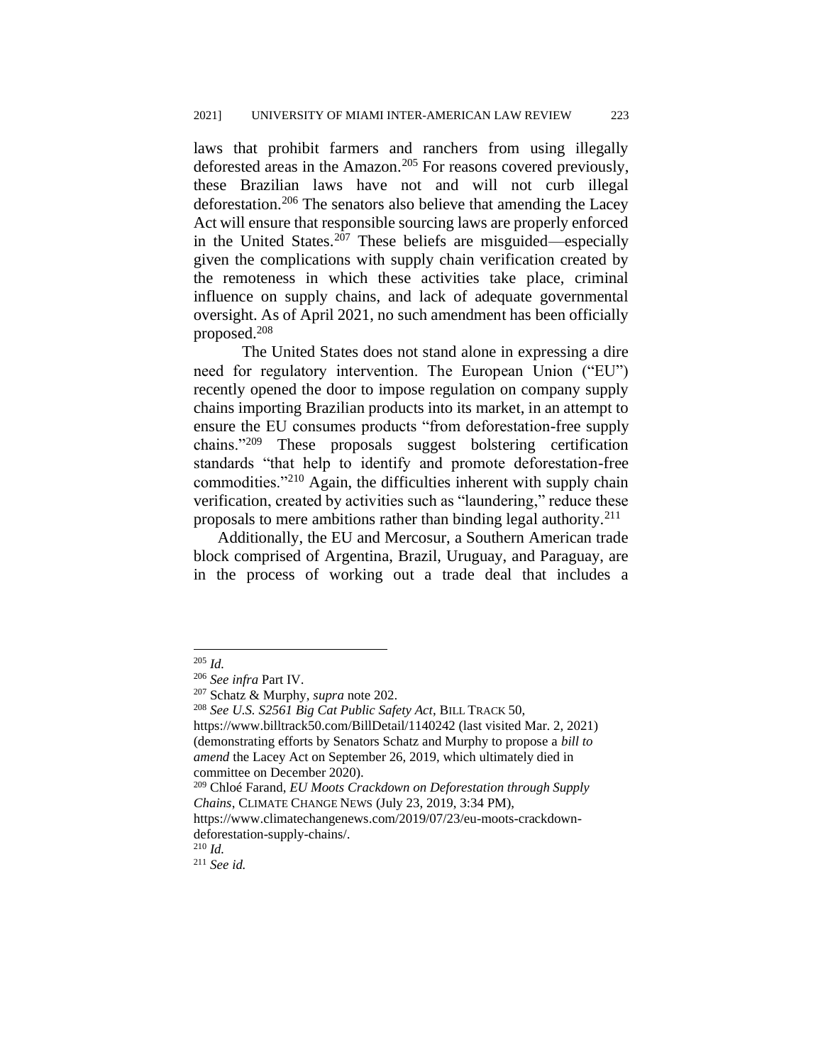laws that prohibit farmers and ranchers from using illegally deforested areas in the Amazon.[205] For reasons covered previously, these Brazilian laws have not and will not curb illegal deforestation.[206] The senators also believe that amending the Lacey Act will ensure that responsible sourcing laws are properly enforced in the United States.[207] These beliefs are misguided—especially given the complications with supply chain verification created by the remoteness in which these activities take place, criminal influence on supply chains, and lack of adequate governmental oversight. As of April 2021, no such amendment has been officially proposed.[208]

The United States does not stand alone in expressing a dire need for regulatory intervention. The European Union ("EU") recently opened the door to impose regulation on company supply chains importing Brazilian products into its market, in an attempt to ensure the EU consumes products "from deforestation-free supply chains."[209] These proposals suggest bolstering certification standards "that help to identify and promote deforestation-free commodities."[210] Again, the difficulties inherent with supply chain verification, created by activities such as "laundering," reduce these proposals to mere ambitions rather than binding legal authority.[211]

Additionally, the EU and Mercosur, a Southern American trade block comprised of Argentina, Brazil, Uruguay, and Paraguay, are in the process of working out a trade deal that includes a

---

[205] *Id.*

[206] *See infra* Part IV.

[207] Schatz & Murphy, *supra* note 202.

[208] *See U.S. S2561 Big Cat Public Safety Act*, BILL TRACK 50, https://www.billtrack50.com/BillDetail/1140242 (last visited Mar. 2, 2021) (demonstrating efforts by Senators Schatz and Murphy to propose a *bill to amend* the Lacey Act on September 26, 2019, which ultimately died in committee on December 2020).

[209] Chloé Farand, *EU Moots Crackdown on Deforestation through Supply Chains*, CLIMATE CHANGE NEWS (July 23, 2019, 3:34 PM), https://www.climatechangenews.com/2019/07/23/eu-moots-crackdown-deforestation-supply-chains/.

[210] *Id.*

[211] *See id.*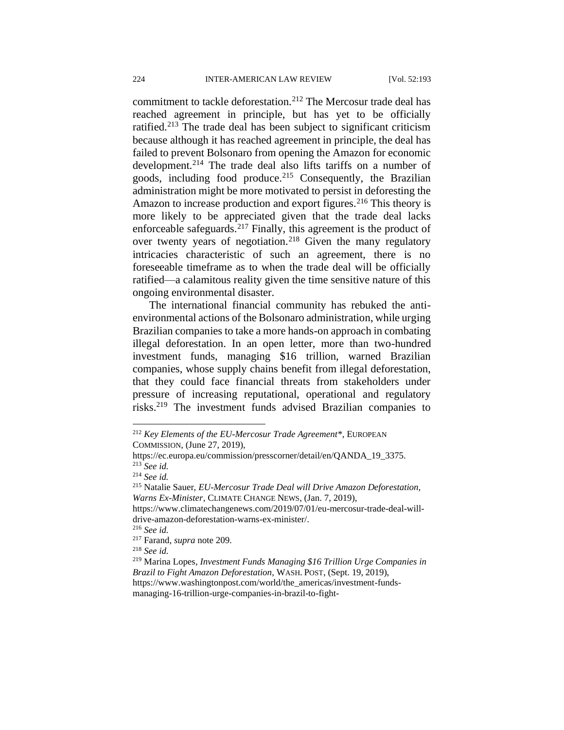commitment to tackle deforestation.[212] The Mercosur trade deal has reached agreement in principle, but has yet to be officially ratified.[213] The trade deal has been subject to significant criticism because although it has reached agreement in principle, the deal has failed to prevent Bolsonaro from opening the Amazon for economic development.[214] The trade deal also lifts tariffs on a number of goods, including food produce.[215] Consequently, the Brazilian administration might be more motivated to persist in deforesting the Amazon to increase production and export figures.[216] This theory is more likely to be appreciated given that the trade deal lacks enforceable safeguards.[217] Finally, this agreement is the product of over twenty years of negotiation.[218] Given the many regulatory intricacies characteristic of such an agreement, there is no foreseeable timeframe as to when the trade deal will be officially ratified—a calamitous reality given the time sensitive nature of this ongoing environmental disaster.

The international financial community has rebuked the anti-environmental actions of the Bolsonaro administration, while urging Brazilian companies to take a more hands-on approach in combating illegal deforestation. In an open letter, more than two-hundred investment funds, managing $16 trillion, warned Brazilian companies, whose supply chains benefit from illegal deforestation, that they could face financial threats from stakeholders under pressure of increasing reputational, operational and regulatory risks.[219] The investment funds advised Brazilian companies to

---

[212] *Key Elements of the EU-Mercosur Trade Agreement**, EUROPEAN COMMISSION, (June 27, 2019), https://ec.europa.eu/commission/presscorner/detail/en/QANDA_19_3375.

[213] *See id.*

[214] *See id.*

[215] Natalie Sauer, *EU-Mercosur Trade Deal will Drive Amazon Deforestation, Warns Ex-Minister*, CLIMATE CHANGE NEWS, (Jan. 7, 2019), https://www.climatechangenews.com/2019/07/01/eu-mercosur-trade-deal-will-drive-amazon-deforestation-warns-ex-minister/.

[216] *See id.*

[217] Farand, *supra* note 209.

[218] *See id.*

[219] Marina Lopes, *Investment Funds Managing $16 Trillion Urge Companies in Brazil to Fight Amazon Deforestation*, WASH. POST, (Sept. 19, 2019), https://www.washingtonpost.com/world/the_americas/investment-funds-managing-16-trillion-urge-companies-in-brazil-to-fight-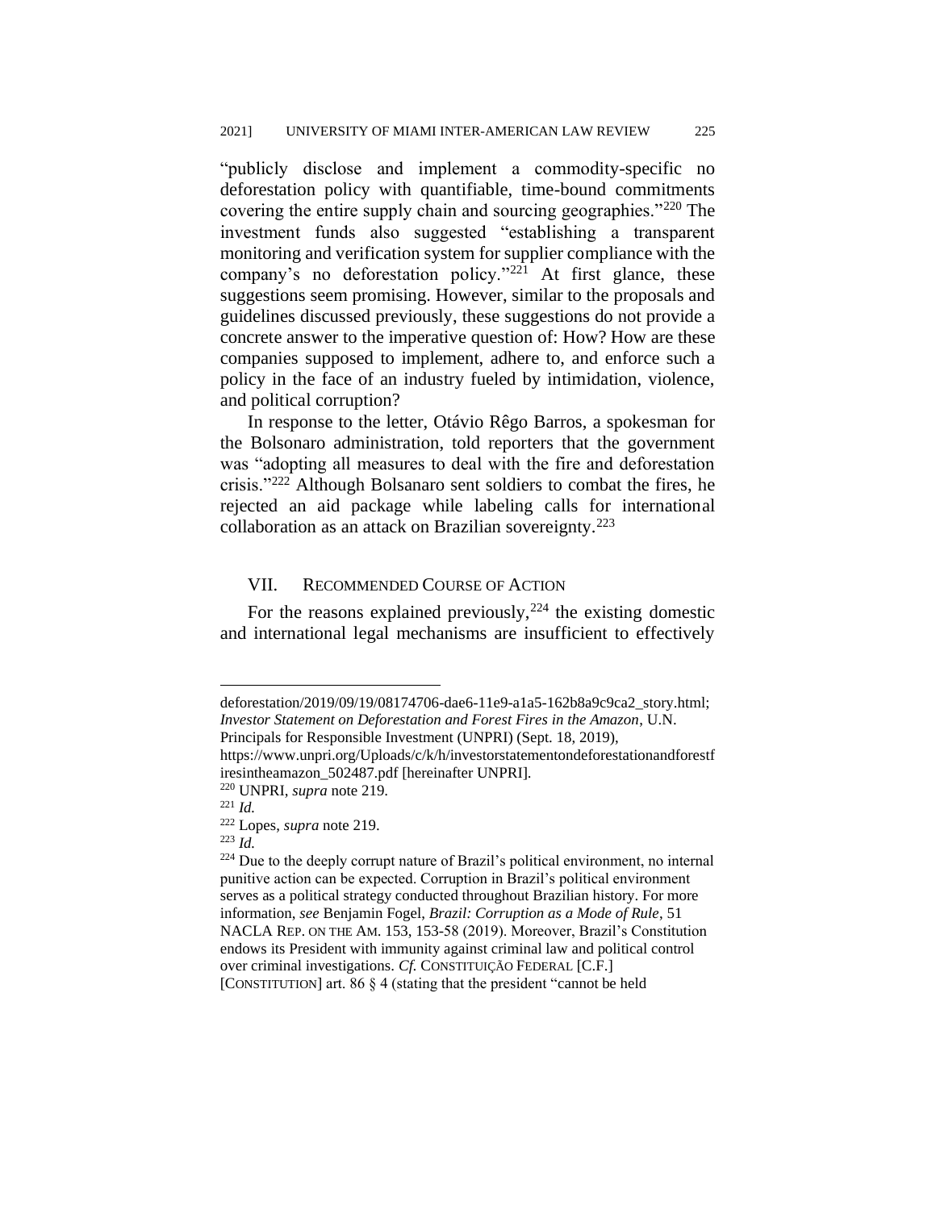"publicly disclose and implement a commodity-specific no deforestation policy with quantifiable, time-bound commitments covering the entire supply chain and sourcing geographies."[220] The investment funds also suggested "establishing a transparent monitoring and verification system for supplier compliance with the company's no deforestation policy."[221] At first glance, these suggestions seem promising. However, similar to the proposals and guidelines discussed previously, these suggestions do not provide a concrete answer to the imperative question of: How? How are these companies supposed to implement, adhere to, and enforce such a policy in the face of an industry fueled by intimidation, violence, and political corruption?

In response to the letter, Otávio Rêgo Barros, a spokesman for the Bolsonaro administration, told reporters that the government was "adopting all measures to deal with the fire and deforestation crisis."[222] Although Bolsanaro sent soldiers to combat the fires, he rejected an aid package while labeling calls for international collaboration as an attack on Brazilian sovereignty.[223]

## VII. Recommended Course of Action

For the reasons explained previously,[224] the existing domestic and international legal mechanisms are insufficient to effectively

---

deforestation/2019/09/19/08174706-dae6-11e9-a1a5-162b8a9c9ca2_story.html; *Investor Statement on Deforestation and Forest Fires in the Amazon*, U.N. Principals for Responsible Investment (UNPRI) (Sept. 18, 2019), https://www.unpri.org/Uploads/c/k/h/investorstatementondeforestationandforestfiresintheamazon_502487.pdf [hereinafter UNPRI].

[220] UNPRI, *supra* note 219.

[221] *Id.*

[222] Lopes, *supra* note 219.

[223] *Id.*

[224] Due to the deeply corrupt nature of Brazil's political environment, no internal punitive action can be expected. Corruption in Brazil's political environment serves as a political strategy conducted throughout Brazilian history. For more information, *see* Benjamin Fogel, *Brazil: Corruption as a Mode of Rule*, 51 NACLA REP. ON THE AM. 153, 153-58 (2019). Moreover, Brazil's Constitution endows its President with immunity against criminal law and political control over criminal investigations. *Cf.* CONSTITUIÇÃO FEDERAL [C.F.] [CONSTITUTION] art. 86 § 4 (stating that the president "cannot be held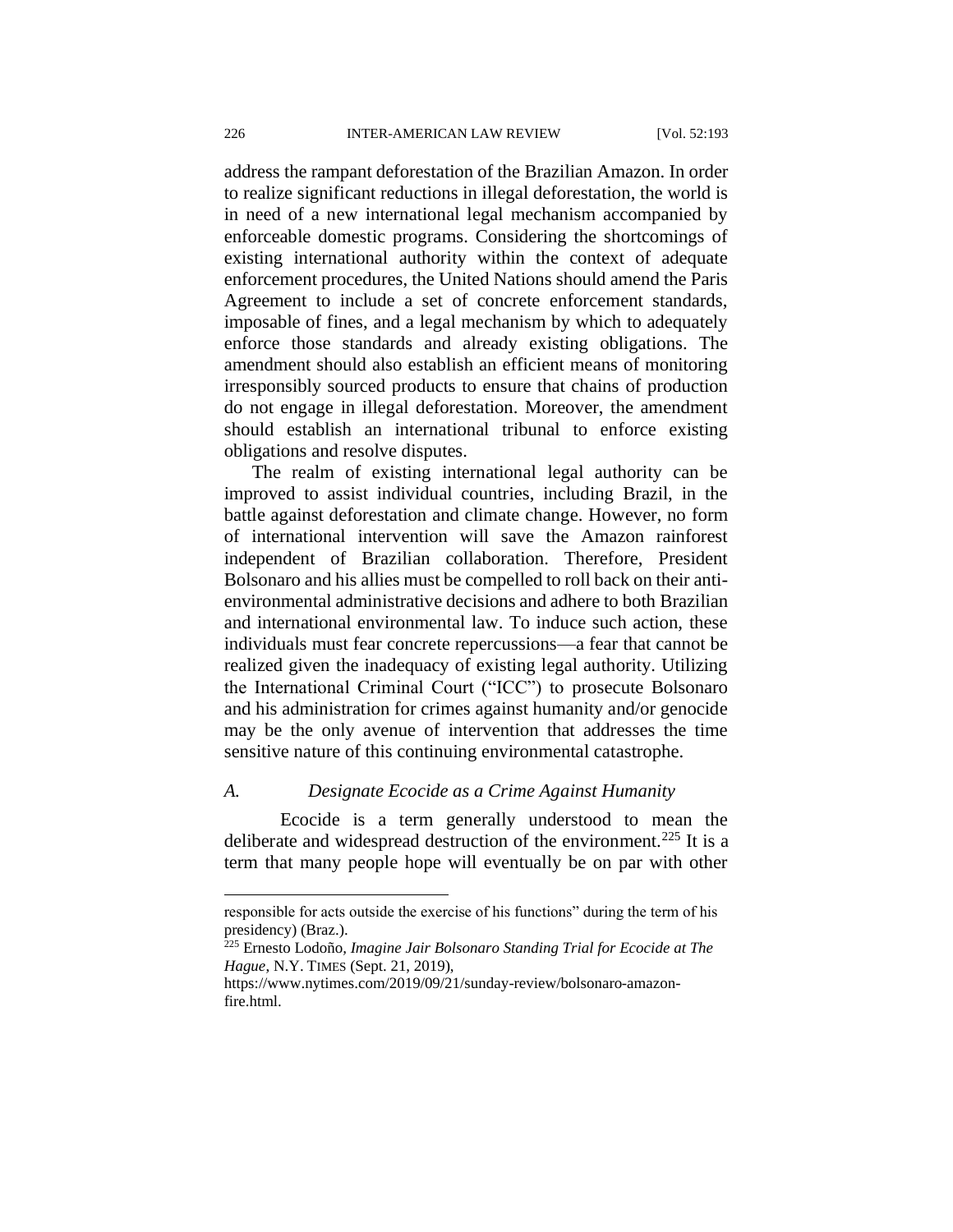address the rampant deforestation of the Brazilian Amazon. In order to realize significant reductions in illegal deforestation, the world is in need of a new international legal mechanism accompanied by enforceable domestic programs. Considering the shortcomings of existing international authority within the context of adequate enforcement procedures, the United Nations should amend the Paris Agreement to include a set of concrete enforcement standards, imposable of fines, and a legal mechanism by which to adequately enforce those standards and already existing obligations. The amendment should also establish an efficient means of monitoring irresponsibly sourced products to ensure that chains of production do not engage in illegal deforestation. Moreover, the amendment should establish an international tribunal to enforce existing obligations and resolve disputes.

The realm of existing international legal authority can be improved to assist individual countries, including Brazil, in the battle against deforestation and climate change. However, no form of international intervention will save the Amazon rainforest independent of Brazilian collaboration. Therefore, President Bolsonaro and his allies must be compelled to roll back on their anti-environmental administrative decisions and adhere to both Brazilian and international environmental law. To induce such action, these individuals must fear concrete repercussions—a fear that cannot be realized given the inadequacy of existing legal authority. Utilizing the International Criminal Court ("ICC") to prosecute Bolsonaro and his administration for crimes against humanity and/or genocide may be the only avenue of intervention that addresses the time sensitive nature of this continuing environmental catastrophe.

### *A. Designate Ecocide as a Crime Against Humanity*

Ecocide is a term generally understood to mean the deliberate and widespread destruction of the environment.[225] It is a term that many people hope will eventually be on par with other

---

responsible for acts outside the exercise of his functions" during the term of his presidency) (Braz.).

[225] Ernesto Lodoño, *Imagine Jair Bolsonaro Standing Trial for Ecocide at The Hague*, N.Y. TIMES (Sept. 21, 2019), https://www.nytimes.com/2019/09/21/sunday-review/bolsonaro-amazon-fire.html.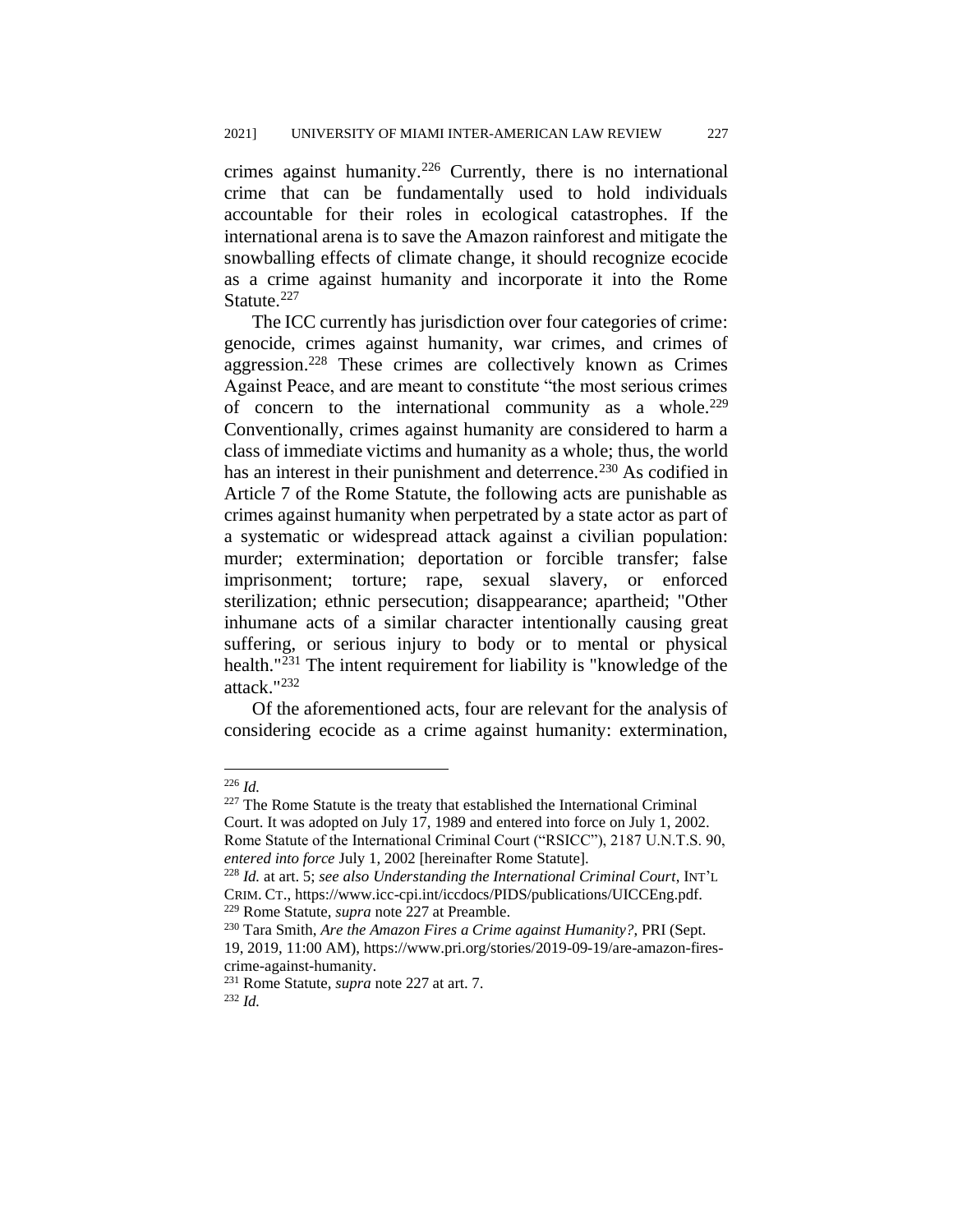crimes against humanity.[226] Currently, there is no international crime that can be fundamentally used to hold individuals accountable for their roles in ecological catastrophes. If the international arena is to save the Amazon rainforest and mitigate the snowballing effects of climate change, it should recognize ecocide as a crime against humanity and incorporate it into the Rome Statute.[227]

The ICC currently has jurisdiction over four categories of crime: genocide, crimes against humanity, war crimes, and crimes of aggression.[228] These crimes are collectively known as Crimes Against Peace, and are meant to constitute "the most serious crimes of concern to the international community as a whole.[229] Conventionally, crimes against humanity are considered to harm a class of immediate victims and humanity as a whole; thus, the world has an interest in their punishment and deterrence.[230] As codified in Article 7 of the Rome Statute, the following acts are punishable as crimes against humanity when perpetrated by a state actor as part of a systematic or widespread attack against a civilian population: murder; extermination; deportation or forcible transfer; false imprisonment; torture; rape, sexual slavery, or enforced sterilization; ethnic persecution; disappearance; apartheid; "Other inhumane acts of a similar character intentionally causing great suffering, or serious injury to body or to mental or physical health."[231] The intent requirement for liability is "knowledge of the attack."[232]

Of the aforementioned acts, four are relevant for the analysis of considering ecocide as a crime against humanity: extermination,

---

[226] *Id.*

[227] The Rome Statute is the treaty that established the International Criminal Court. It was adopted on July 17, 1989 and entered into force on July 1, 2002. Rome Statute of the International Criminal Court ("RSICC"), 2187 U.N.T.S. 90, *entered into force* July 1, 2002 [hereinafter Rome Statute].

[228] *Id.* at art. 5; *see also Understanding the International Criminal Court*, INT'L CRIM. CT., https://www.icc-cpi.int/iccdocs/PIDS/publications/UICCEng.pdf.

[229] Rome Statute, *supra* note 227 at Preamble.

[230] Tara Smith, *Are the Amazon Fires a Crime against Humanity?*, PRI (Sept. 19, 2019, 11:00 AM), https://www.pri.org/stories/2019-09-19/are-amazon-fires-crime-against-humanity.

[231] Rome Statute, *supra* note 227 at art. 7.

[232] *Id.*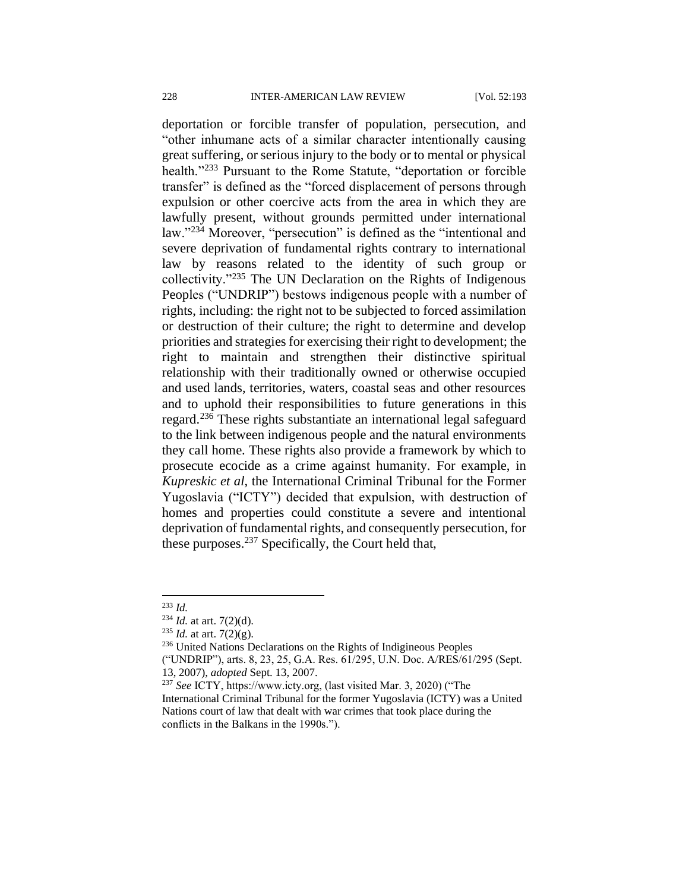deportation or forcible transfer of population, persecution, and "other inhumane acts of a similar character intentionally causing great suffering, or serious injury to the body or to mental or physical health."[233] Pursuant to the Rome Statute, "deportation or forcible transfer" is defined as the "forced displacement of persons through expulsion or other coercive acts from the area in which they are lawfully present, without grounds permitted under international law."[234] Moreover, "persecution" is defined as the "intentional and severe deprivation of fundamental rights contrary to international law by reasons related to the identity of such group or collectivity."[235] The UN Declaration on the Rights of Indigenous Peoples ("UNDRIP") bestows indigenous people with a number of rights, including: the right not to be subjected to forced assimilation or destruction of their culture; the right to determine and develop priorities and strategies for exercising their right to development; the right to maintain and strengthen their distinctive spiritual relationship with their traditionally owned or otherwise occupied and used lands, territories, waters, coastal seas and other resources and to uphold their responsibilities to future generations in this regard.[236] These rights substantiate an international legal safeguard to the link between indigenous people and the natural environments they call home. These rights also provide a framework by which to prosecute ecocide as a crime against humanity. For example, in *Kupreskic et al*, the International Criminal Tribunal for the Former Yugoslavia ("ICTY") decided that expulsion, with destruction of homes and properties could constitute a severe and intentional deprivation of fundamental rights, and consequently persecution, for these purposes.[237] Specifically, the Court held that,

---

[233] *Id.*

[234] *Id.* at art. 7(2)(d).

[235] *Id.* at art. 7(2)(g).

[236] United Nations Declarations on the Rights of Indigineous Peoples ("UNDRIP"), arts. 8, 23, 25, G.A. Res. 61/295, U.N. Doc. A/RES/61/295 (Sept. 13, 2007), *adopted* Sept. 13, 2007.

[237] *See* ICTY, https://www.icty.org, (last visited Mar. 3, 2020) ("The International Criminal Tribunal for the former Yugoslavia (ICTY) was a United Nations court of law that dealt with war crimes that took place during the conflicts in the Balkans in the 1990s.").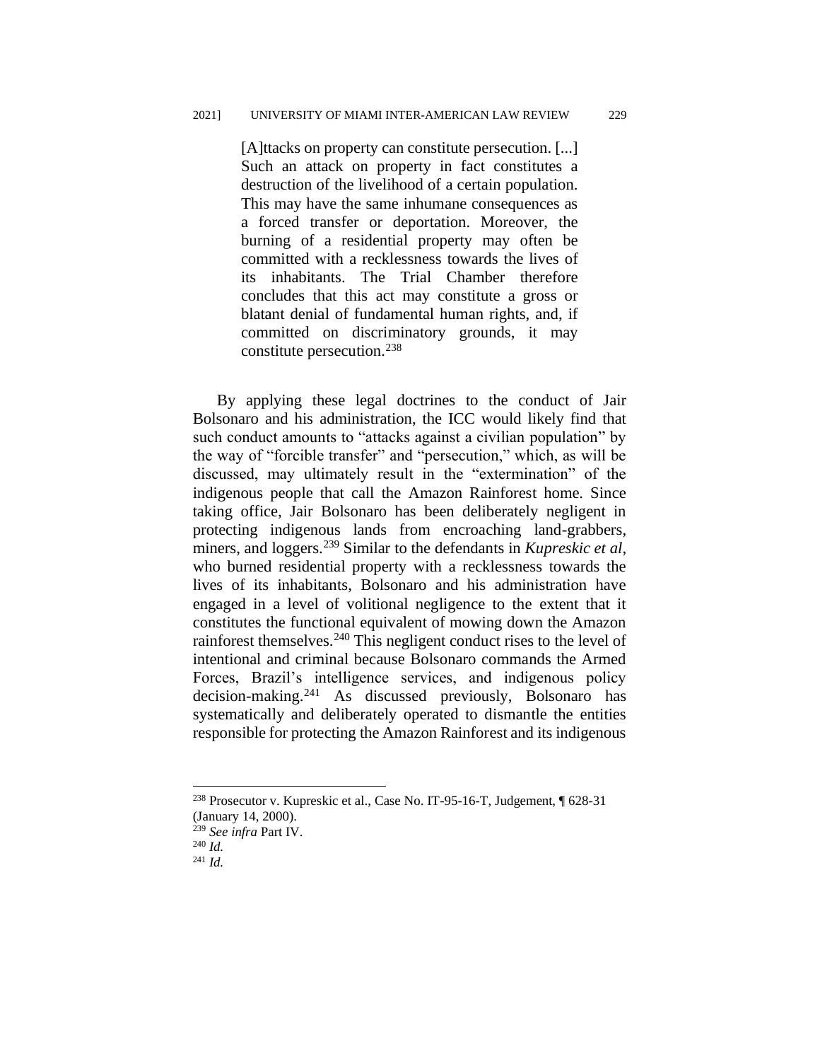> [A]ttacks on property can constitute persecution. [...] Such an attack on property in fact constitutes a destruction of the livelihood of a certain population. This may have the same inhumane consequences as a forced transfer or deportation. Moreover, the burning of a residential property may often be committed with a recklessness towards the lives of its inhabitants. The Trial Chamber therefore concludes that this act may constitute a gross or blatant denial of fundamental human rights, and, if committed on discriminatory grounds, it may constitute persecution.[238]

By applying these legal doctrines to the conduct of Jair Bolsonaro and his administration, the ICC would likely find that such conduct amounts to "attacks against a civilian population" by the way of "forcible transfer" and "persecution," which, as will be discussed, may ultimately result in the "extermination" of the indigenous people that call the Amazon Rainforest home. Since taking office, Jair Bolsonaro has been deliberately negligent in protecting indigenous lands from encroaching land-grabbers, miners, and loggers.[239] Similar to the defendants in *Kupreskic et al*, who burned residential property with a recklessness towards the lives of its inhabitants, Bolsonaro and his administration have engaged in a level of volitional negligence to the extent that it constitutes the functional equivalent of mowing down the Amazon rainforest themselves.[240] This negligent conduct rises to the level of intentional and criminal because Bolsonaro commands the Armed Forces, Brazil's intelligence services, and indigenous policy decision-making.[241] As discussed previously, Bolsonaro has systematically and deliberately operated to dismantle the entities responsible for protecting the Amazon Rainforest and its indigenous

---

[238] Prosecutor v. Kupreskic et al., Case No. IT-95-16-T, Judgement, ¶ 628-31 (January 14, 2000).

[239] *See infra* Part IV.

[240] *Id.*

[241] *Id.*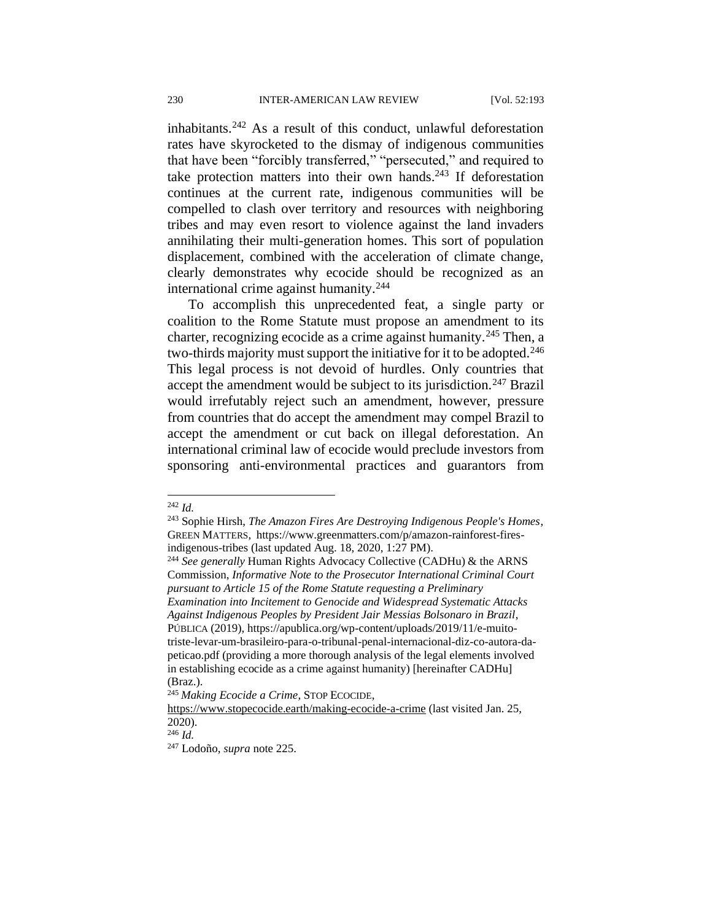inhabitants.[242] As a result of this conduct, unlawful deforestation rates have skyrocketed to the dismay of indigenous communities that have been "forcibly transferred," "persecuted," and required to take protection matters into their own hands.[243] If deforestation continues at the current rate, indigenous communities will be compelled to clash over territory and resources with neighboring tribes and may even resort to violence against the land invaders annihilating their multi-generation homes. This sort of population displacement, combined with the acceleration of climate change, clearly demonstrates why ecocide should be recognized as an international crime against humanity.[244]

To accomplish this unprecedented feat, a single party or coalition to the Rome Statute must propose an amendment to its charter, recognizing ecocide as a crime against humanity.[245] Then, a two-thirds majority must support the initiative for it to be adopted.[246] This legal process is not devoid of hurdles. Only countries that accept the amendment would be subject to its jurisdiction.[247] Brazil would irrefutably reject such an amendment, however, pressure from countries that do accept the amendment may compel Brazil to accept the amendment or cut back on illegal deforestation. An international criminal law of ecocide would preclude investors from sponsoring anti-environmental practices and guarantors from

---

[242] *Id.*

[243] Sophie Hirsh, *The Amazon Fires Are Destroying Indigenous People's Homes*, GREEN MATTERS, https://www.greenmatters.com/p/amazon-rainforest-fires-indigenous-tribes (last updated Aug. 18, 2020, 1:27 PM).

[244] *See generally* Human Rights Advocacy Collective (CADHu) & the ARNS Commission, *Informative Note to the Prosecutor International Criminal Court pursuant to Article 15 of the Rome Statute requesting a Preliminary Examination into Incitement to Genocide and Widespread Systematic Attacks Against Indigenous Peoples by President Jair Messias Bolsonaro in Brazil*, PÚBLICA (2019), https://apublica.org/wp-content/uploads/2019/11/e-muito-triste-levar-um-brasileiro-para-o-tribunal-penal-internacional-diz-co-autora-da-peticao.pdf (providing a more thorough analysis of the legal elements involved in establishing ecocide as a crime against humanity) [hereinafter CADHu] (Braz.).

[245] *Making Ecocide a Crime*, STOP ECOCIDE, https://www.stopecocide.earth/making-ecocide-a-crime (last visited Jan. 25, 2020).

[246] *Id.*

[247] Lodoño, *supra* note 225.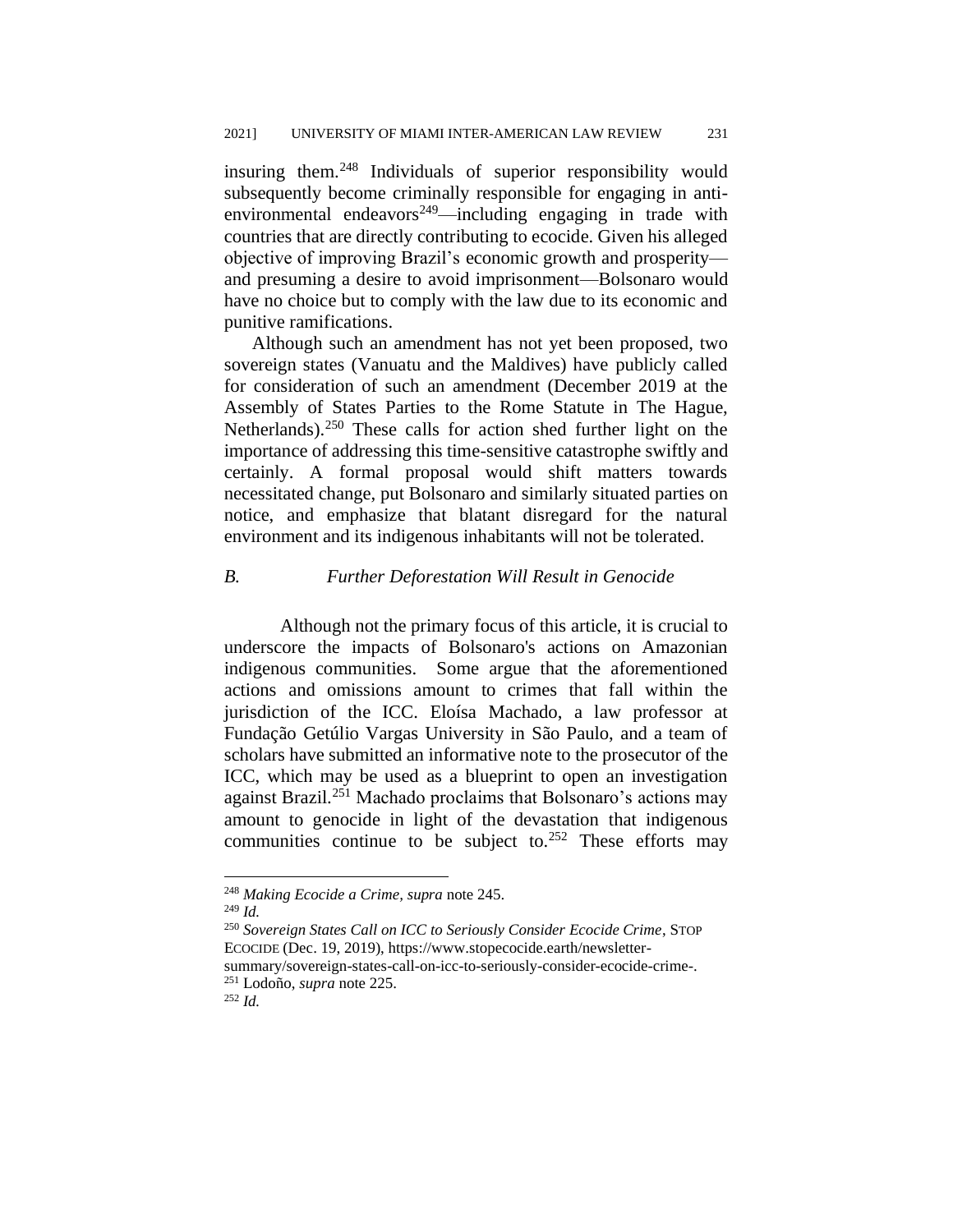insuring them.[248] Individuals of superior responsibility would subsequently become criminally responsible for engaging in anti-environmental endeavors[249]—including engaging in trade with countries that are directly contributing to ecocide. Given his alleged objective of improving Brazil's economic growth and prosperity—and presuming a desire to avoid imprisonment—Bolsonaro would have no choice but to comply with the law due to its economic and punitive ramifications.

Although such an amendment has not yet been proposed, two sovereign states (Vanuatu and the Maldives) have publicly called for consideration of such an amendment (December 2019 at the Assembly of States Parties to the Rome Statute in The Hague, Netherlands).[250] These calls for action shed further light on the importance of addressing this time-sensitive catastrophe swiftly and certainly. A formal proposal would shift matters towards necessitated change, put Bolsonaro and similarly situated parties on notice, and emphasize that blatant disregard for the natural environment and its indigenous inhabitants will not be tolerated.

### *B. Further Deforestation Will Result in Genocide*

Although not the primary focus of this article, it is crucial to underscore the impacts of Bolsonaro's actions on Amazonian indigenous communities. Some argue that the aforementioned actions and omissions amount to crimes that fall within the jurisdiction of the ICC. Eloísa Machado, a law professor at Fundação Getúlio Vargas University in São Paulo, and a team of scholars have submitted an informative note to the prosecutor of the ICC, which may be used as a blueprint to open an investigation against Brazil.[251] Machado proclaims that Bolsonaro's actions may amount to genocide in light of the devastation that indigenous communities continue to be subject to.[252] These efforts may

---

[248] *Making Ecocide a Crime*, *supra* note 245.

[249] *Id.*

[250] *Sovereign States Call on ICC to Seriously Consider Ecocide Crime*, STOP ECOCIDE (Dec. 19, 2019), https://www.stopecocide.earth/newsletter-summary/sovereign-states-call-on-icc-to-seriously-consider-ecocide-crime-.

[251] Lodoño, *supra* note 225.

[252] *Id.*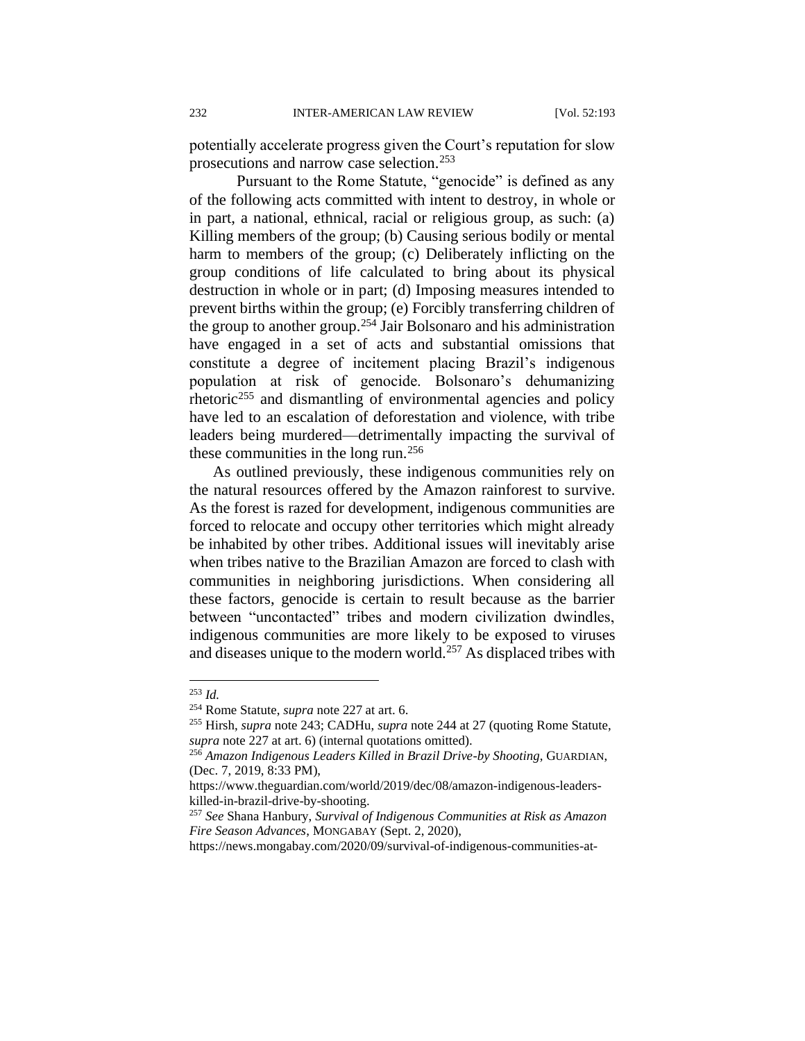potentially accelerate progress given the Court's reputation for slow prosecutions and narrow case selection.[253]

Pursuant to the Rome Statute, "genocide" is defined as any of the following acts committed with intent to destroy, in whole or in part, a national, ethnical, racial or religious group, as such: (a) Killing members of the group; (b) Causing serious bodily or mental harm to members of the group; (c) Deliberately inflicting on the group conditions of life calculated to bring about its physical destruction in whole or in part; (d) Imposing measures intended to prevent births within the group; (e) Forcibly transferring children of the group to another group.[254] Jair Bolsonaro and his administration have engaged in a set of acts and substantial omissions that constitute a degree of incitement placing Brazil's indigenous population at risk of genocide. Bolsonaro's dehumanizing rhetoric[255] and dismantling of environmental agencies and policy have led to an escalation of deforestation and violence, with tribe leaders being murdered—detrimentally impacting the survival of these communities in the long run.[256]

As outlined previously, these indigenous communities rely on the natural resources offered by the Amazon rainforest to survive. As the forest is razed for development, indigenous communities are forced to relocate and occupy other territories which might already be inhabited by other tribes. Additional issues will inevitably arise when tribes native to the Brazilian Amazon are forced to clash with communities in neighboring jurisdictions. When considering all these factors, genocide is certain to result because as the barrier between "uncontacted" tribes and modern civilization dwindles, indigenous communities are more likely to be exposed to viruses and diseases unique to the modern world.[257] As displaced tribes with

---

[253] *Id.*

[254] Rome Statute, *supra* note 227 at art. 6.

[255] Hirsh, *supra* note 243; CADHu, *supra* note 244 at 27 (quoting Rome Statute, *supra* note 227 at art. 6) (internal quotations omitted).

[256] *Amazon Indigenous Leaders Killed in Brazil Drive-by Shooting*, GUARDIAN, (Dec. 7, 2019, 8:33 PM), https://www.theguardian.com/world/2019/dec/08/amazon-indigenous-leaders-killed-in-brazil-drive-by-shooting.

[257] *See* Shana Hanbury, *Survival of Indigenous Communities at Risk as Amazon Fire Season Advances*, MONGABAY (Sept. 2, 2020), https://news.mongabay.com/2020/09/survival-of-indigenous-communities-at-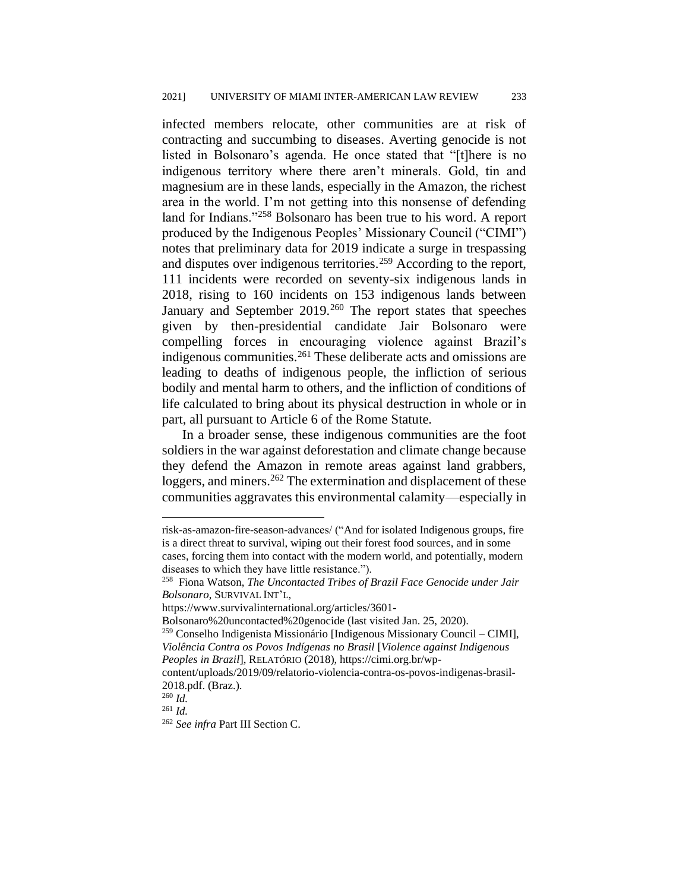infected members relocate, other communities are at risk of contracting and succumbing to diseases. Averting genocide is not listed in Bolsonaro's agenda. He once stated that "[t]here is no indigenous territory where there aren't minerals. Gold, tin and magnesium are in these lands, especially in the Amazon, the richest area in the world. I'm not getting into this nonsense of defending land for Indians."[258] Bolsonaro has been true to his word. A report produced by the Indigenous Peoples' Missionary Council ("CIMI") notes that preliminary data for 2019 indicate a surge in trespassing and disputes over indigenous territories.[259] According to the report, 111 incidents were recorded on seventy-six indigenous lands in 2018, rising to 160 incidents on 153 indigenous lands between January and September 2019.[260] The report states that speeches given by then-presidential candidate Jair Bolsonaro were compelling forces in encouraging violence against Brazil's indigenous communities.[261] These deliberate acts and omissions are leading to deaths of indigenous people, the infliction of serious bodily and mental harm to others, and the infliction of conditions of life calculated to bring about its physical destruction in whole or in part, all pursuant to Article 6 of the Rome Statute.

In a broader sense, these indigenous communities are the foot soldiers in the war against deforestation and climate change because they defend the Amazon in remote areas against land grabbers, loggers, and miners.[262] The extermination and displacement of these communities aggravates this environmental calamity—especially in

---

risk-as-amazon-fire-season-advances/ ("And for isolated Indigenous groups, fire is a direct threat to survival, wiping out their forest food sources, and in some cases, forcing them into contact with the modern world, and potentially, modern diseases to which they have little resistance.").

[258] Fiona Watson, *The Uncontacted Tribes of Brazil Face Genocide under Jair Bolsonaro*, SURVIVAL INT'L, https://www.survivalinternational.org/articles/3601-Bolsonaro%20uncontacted%20genocide (last visited Jan. 25, 2020).

[259] Conselho Indigenista Missionário [Indigenous Missionary Council – CIMI], *Violência Contra os Povos Indígenas no Brasil* [*Violence against Indigenous Peoples in Brazil*], RELATÓRIO (2018), https://cimi.org.br/wp-content/uploads/2019/09/relatorio-violencia-contra-os-povos-indigenas-brasil-2018.pdf. (Braz.).

[260] *Id.*

[261] *Id.*

[262] *See infra* Part III Section C.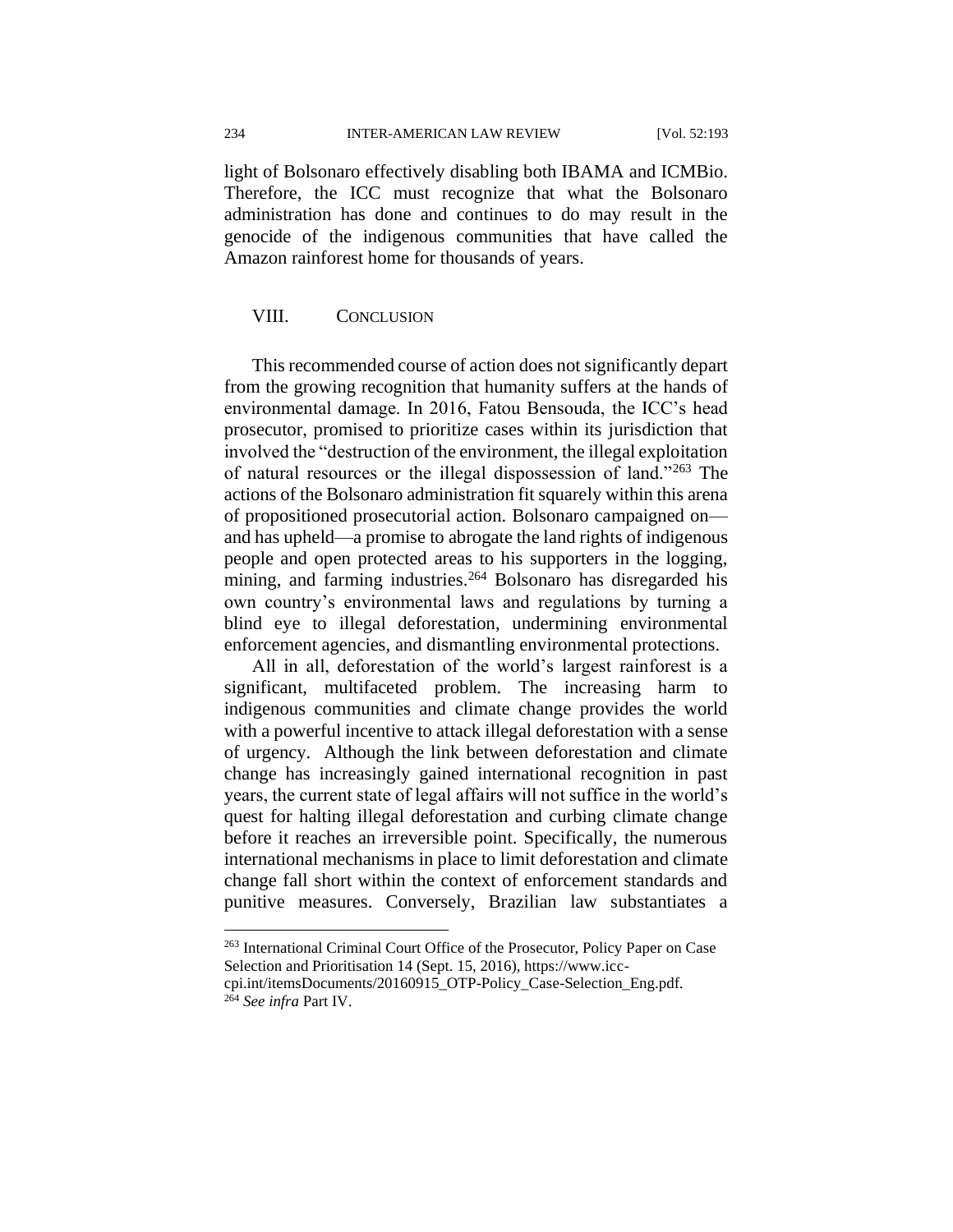light of Bolsonaro effectively disabling both IBAMA and ICMBio. Therefore, the ICC must recognize that what the Bolsonaro administration has done and continues to do may result in the genocide of the indigenous communities that have called the Amazon rainforest home for thousands of years.

## VIII. CONCLUSION

This recommended course of action does not significantly depart from the growing recognition that humanity suffers at the hands of environmental damage. In 2016, Fatou Bensouda, the ICC's head prosecutor, promised to prioritize cases within its jurisdiction that involved the "destruction of the environment, the illegal exploitation of natural resources or the illegal dispossession of land."[263] The actions of the Bolsonaro administration fit squarely within this arena of propositioned prosecutorial action. Bolsonaro campaigned on—and has upheld—a promise to abrogate the land rights of indigenous people and open protected areas to his supporters in the logging, mining, and farming industries.[264] Bolsonaro has disregarded his own country's environmental laws and regulations by turning a blind eye to illegal deforestation, undermining environmental enforcement agencies, and dismantling environmental protections.

All in all, deforestation of the world's largest rainforest is a significant, multifaceted problem. The increasing harm to indigenous communities and climate change provides the world with a powerful incentive to attack illegal deforestation with a sense of urgency. Although the link between deforestation and climate change has increasingly gained international recognition in past years, the current state of legal affairs will not suffice in the world's quest for halting illegal deforestation and curbing climate change before it reaches an irreversible point. Specifically, the numerous international mechanisms in place to limit deforestation and climate change fall short within the context of enforcement standards and punitive measures. Conversely, Brazilian law substantiates a

---

[263] International Criminal Court Office of the Prosecutor, Policy Paper on Case Selection and Prioritisation 14 (Sept. 15, 2016), https://www.icc-cpi.int/itemsDocuments/20160915_OTP-Policy_Case-Selection_Eng.pdf.

[264] *See infra* Part IV.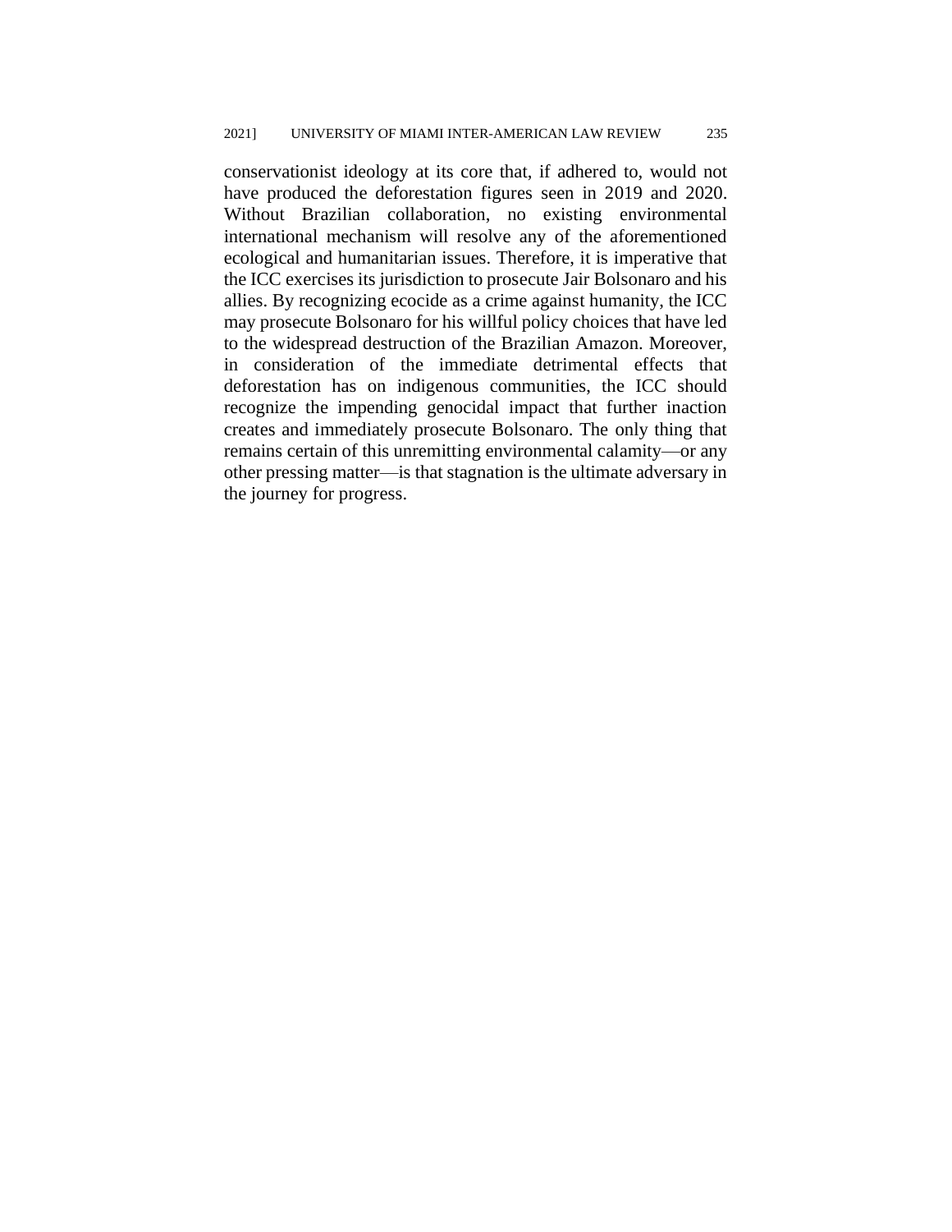conservationist ideology at its core that, if adhered to, would not have produced the deforestation figures seen in 2019 and 2020. Without Brazilian collaboration, no existing environmental international mechanism will resolve any of the aforementioned ecological and humanitarian issues. Therefore, it is imperative that the ICC exercises its jurisdiction to prosecute Jair Bolsonaro and his allies. By recognizing ecocide as a crime against humanity, the ICC may prosecute Bolsonaro for his willful policy choices that have led to the widespread destruction of the Brazilian Amazon. Moreover, in consideration of the immediate detrimental effects that deforestation has on indigenous communities, the ICC should recognize the impending genocidal impact that further inaction creates and immediately prosecute Bolsonaro. The only thing that remains certain of this unremitting environmental calamity—or any other pressing matter—is that stagnation is the ultimate adversary in the journey for progress.